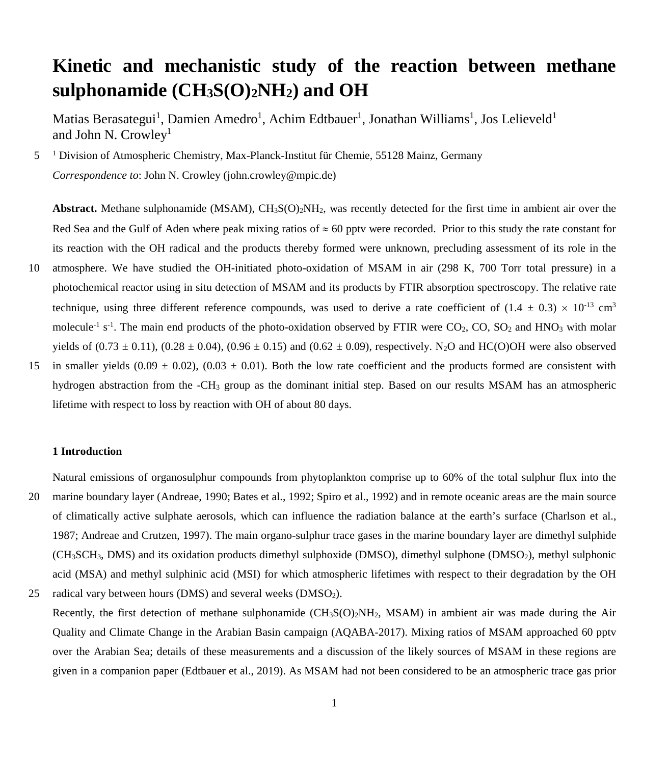# Kinetic and mechanistic study of the reaction between methane sulphonamide ($CH_3S(O)_2NH_2$) and OH

Matias Berasategui[1], Damien Amedro[1], Achim Edtbauer[1], Jonathan Williams[1], Jos Lelieveld[1] and John N. Crowley[1]

[1] Division of Atmospheric Chemistry, Max-Planck-Institut für Chemie, 55128 Mainz, Germany

*Correspondence to*: John N. Crowley (john.crowley@mpic.de)

**Abstract.** Methane sulphonamide (MSAM), $CH_3S(O)_2NH_2$, was recently detected for the first time in ambient air over the Red Sea and the Gulf of Aden where peak mixing ratios of ≈ 60 pptv were recorded. Prior to this study the rate constant for its reaction with the OH radical and the products thereby formed were unknown, precluding assessment of its role in the atmosphere. We have studied the OH-initiated photo-oxidation of MSAM in air (298 K, 700 Torr total pressure) in a photochemical reactor using in situ detection of MSAM and its products by FTIR absorption spectroscopy. The relative rate technique, using three different reference compounds, was used to derive a rate coefficient of $(1.4 \pm 0.3) \times 10^{-13}$ $cm^3$ $molecule^{-1}$ $s^{-1}$. The main end products of the photo-oxidation observed by FTIR were $CO_2$, CO, $SO_2$ and $HNO_3$ with molar yields of (0.73 ± 0.11), (0.28 ± 0.04), (0.96 ± 0.15) and (0.62 ± 0.09), respectively. $N_2O$ and HC(O)OH were also observed in smaller yields (0.09 ± 0.02), (0.03 ± 0.01). Both the low rate coefficient and the products formed are consistent with hydrogen abstraction from the $-CH_3$ group as the dominant initial step. Based on our results MSAM has an atmospheric lifetime with respect to loss by reaction with OH of about 80 days.

## 1 Introduction

Natural emissions of organosulphur compounds from phytoplankton comprise up to 60% of the total sulphur flux into the marine boundary layer (Andreae, 1990; Bates et al., 1992; Spiro et al., 1992) and in remote oceanic areas are the main source of climatically active sulphate aerosols, which can influence the radiation balance at the earth's surface (Charlson et al., 1987; Andreae and Crutzen, 1997). The main organo-sulphur trace gases in the marine boundary layer are dimethyl sulphide ($CH_3SCH_3$, DMS) and its oxidation products dimethyl sulphoxide (DMSO), dimethyl sulphone ($DMSO_2$), methyl sulphonic acid (MSA) and methyl sulphinic acid (MSI) for which atmospheric lifetimes with respect to their degradation by the OH radical vary between hours (DMS) and several weeks ($DMSO_2$).

Recently, the first detection of methane sulphonamide ($CH_3S(O)_2NH_2$, MSAM) in ambient air was made during the Air Quality and Climate Change in the Arabian Basin campaign (AQABA-2017). Mixing ratios of MSAM approached 60 pptv over the Arabian Sea; details of these measurements and a discussion of the likely sources of MSAM in these regions are given in a companion paper (Edtbauer et al., 2019). As MSAM had not been considered to be an atmospheric trace gas prior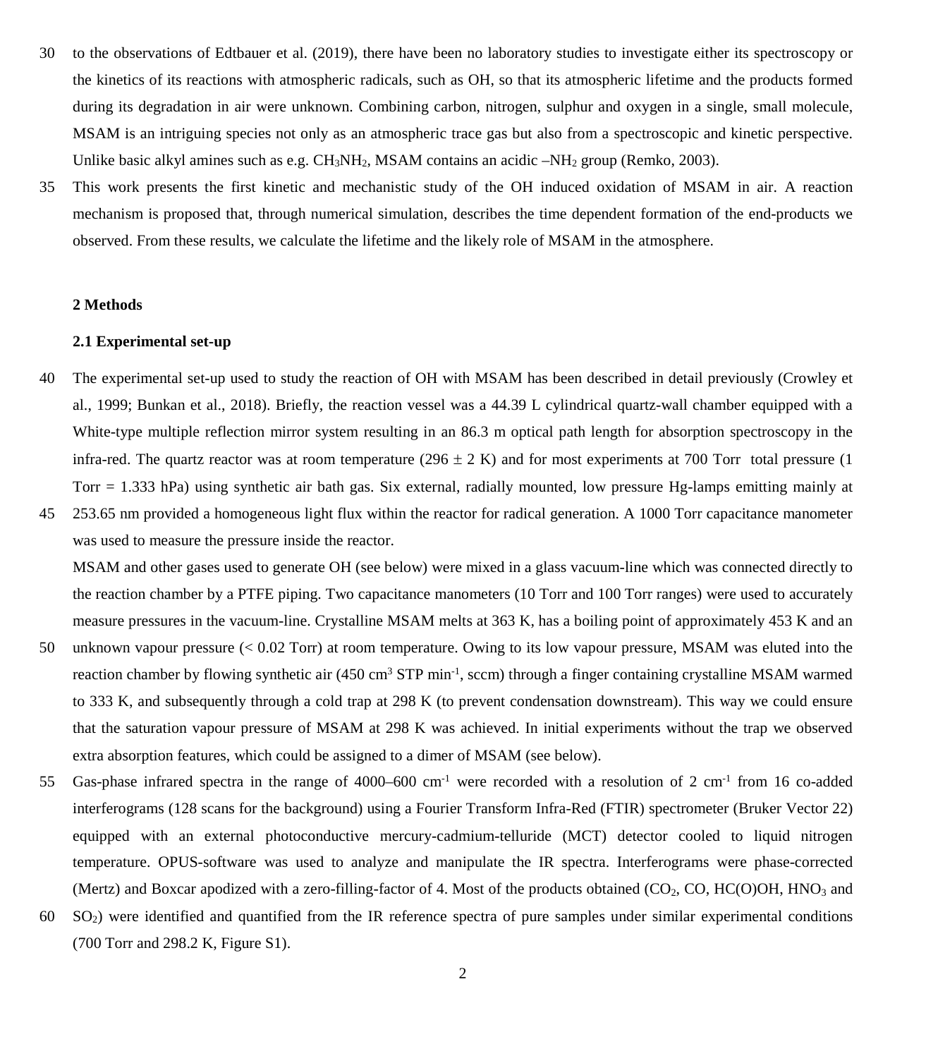to the observations of Edtbauer et al. (2019), there have been no laboratory studies to investigate either its spectroscopy or the kinetics of its reactions with atmospheric radicals, such as OH, so that its atmospheric lifetime and the products formed during its degradation in air were unknown. Combining carbon, nitrogen, sulphur and oxygen in a single, small molecule, MSAM is an intriguing species not only as an atmospheric trace gas but also from a spectroscopic and kinetic perspective. Unlike basic alkyl amines such as e.g. $CH_3NH_2$, MSAM contains an acidic $–NH_2$ group (Remko, 2003).

This work presents the first kinetic and mechanistic study of the OH induced oxidation of MSAM in air. A reaction mechanism is proposed that, through numerical simulation, describes the time dependent formation of the end-products we observed. From these results, we calculate the lifetime and the likely role of MSAM in the atmosphere.

## 2 Methods

### 2.1 Experimental set-up

The experimental set-up used to study the reaction of OH with MSAM has been described in detail previously (Crowley et al., 1999; Bunkan et al., 2018). Briefly, the reaction vessel was a 44.39 L cylindrical quartz-wall chamber equipped with a White-type multiple reflection mirror system resulting in an 86.3 m optical path length for absorption spectroscopy in the infra-red. The quartz reactor was at room temperature (296 ± 2 K) and for most experiments at 700 Torr total pressure (1 Torr = 1.333 hPa) using synthetic air bath gas. Six external, radially mounted, low pressure Hg-lamps emitting mainly at 253.65 nm provided a homogeneous light flux within the reactor for radical generation. A 1000 Torr capacitance manometer was used to measure the pressure inside the reactor.

MSAM and other gases used to generate OH (see below) were mixed in a glass vacuum-line which was connected directly to the reaction chamber by a PTFE piping. Two capacitance manometers (10 Torr and 100 Torr ranges) were used to accurately measure pressures in the vacuum-line. Crystalline MSAM melts at 363 K, has a boiling point of approximately 453 K and an unknown vapour pressure (< 0.02 Torr) at room temperature. Owing to its low vapour pressure, MSAM was eluted into the reaction chamber by flowing synthetic air (450 $cm^3$ STP $min^{-1}$, sccm) through a finger containing crystalline MSAM warmed to 333 K, and subsequently through a cold trap at 298 K (to prevent condensation downstream). This way we could ensure that the saturation vapour pressure of MSAM at 298 K was achieved. In initial experiments without the trap we observed extra absorption features, which could be assigned to a dimer of MSAM (see below).

Gas-phase infrared spectra in the range of 4000–600 $cm^{-1}$ were recorded with a resolution of 2 $cm^{-1}$ from 16 co-added interferograms (128 scans for the background) using a Fourier Transform Infra-Red (FTIR) spectrometer (Bruker Vector 22) equipped with an external photoconductive mercury-cadmium-telluride (MCT) detector cooled to liquid nitrogen temperature. OPUS-software was used to analyze and manipulate the IR spectra. Interferograms were phase-corrected (Mertz) and Boxcar apodized with a zero-filling-factor of 4. Most of the products obtained ($CO_2$, CO, HC(O)OH, $HNO_3$ and $SO_2$) were identified and quantified from the IR reference spectra of pure samples under similar experimental conditions (700 Torr and 298.2 K, Figure S1).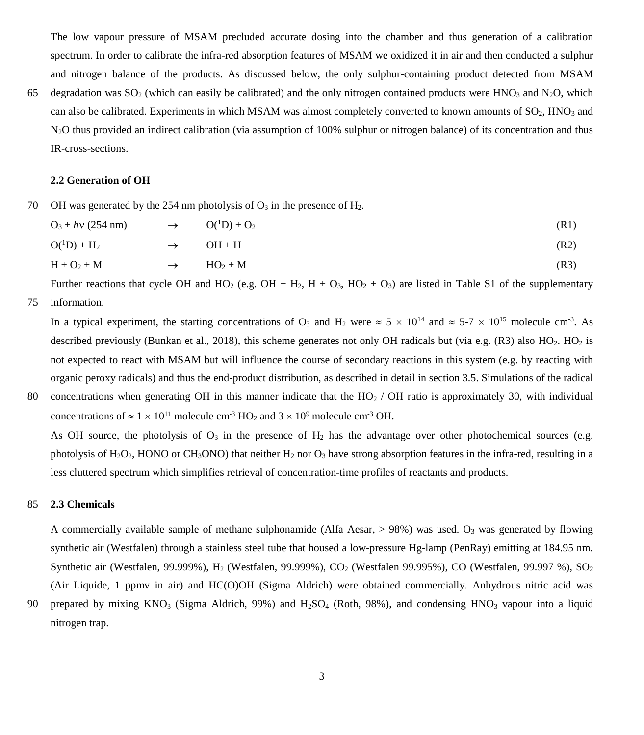The low vapour pressure of MSAM precluded accurate dosing into the chamber and thus generation of a calibration spectrum. In order to calibrate the infra-red absorption features of MSAM we oxidized it in air and then conducted a sulphur and nitrogen balance of the products. As discussed below, the only sulphur-containing product detected from MSAM degradation was $SO_2$ (which can easily be calibrated) and the only nitrogen contained products were $HNO_3$ and $N_2O$, which can also be calibrated. Experiments in which MSAM was almost completely converted to known amounts of $SO_2$, $HNO_3$ and $N_2O$ thus provided an indirect calibration (via assumption of 100% sulphur or nitrogen balance) of its concentration and thus IR-cross-sections.

### 2.2 Generation of OH

OH was generated by the 254 nm photolysis of $O_3$ in the presence of $H_2$.

$$O_3 + h\nu\ (254\ \text{nm}) \rightarrow O(^1D) + O_2 \quad \text{(R1)}$$

$$O(^1D) + H_2 \rightarrow OH + H \quad \text{(R2)}$$

$$H + O_2 + M \rightarrow HO_2 + M \quad \text{(R3)}$$

Further reactions that cycle OH and $HO_2$ (e.g. OH + $H_2$, H + $O_3$, $HO_2$ + $O_3$) are listed in Table S1 of the supplementary information.

In a typical experiment, the starting concentrations of $O_3$ and $H_2$ were $\approx 5 \times 10^{14}$ and $\approx$ 5-7 $\times 10^{15}$ molecule cm$^{-3}$. As described previously (Bunkan et al., 2018), this scheme generates not only OH radicals but (via e.g. (R3) also $HO_2$. $HO_2$ is not expected to react with MSAM but will influence the course of secondary reactions in this system (e.g. by reacting with organic peroxy radicals) and thus the end-product distribution, as described in detail in section 3.5. Simulations of the radical concentrations when generating OH in this manner indicate that the $HO_2$ / OH ratio is approximately 30, with individual concentrations of $\approx 1 \times 10^{11}$ molecule cm$^{-3}$ $HO_2$ and $3 \times 10^{9}$ molecule cm$^{-3}$ OH.

As OH source, the photolysis of $O_3$ in the presence of $H_2$ has the advantage over other photochemical sources (e.g. photolysis of $H_2O_2$, HONO or $CH_3ONO$) that neither $H_2$ nor $O_3$ have strong absorption features in the infra-red, resulting in a less cluttered spectrum which simplifies retrieval of concentration-time profiles of reactants and products.

### 2.3 Chemicals

A commercially available sample of methane sulphonamide (Alfa Aesar, > 98%) was used. $O_3$ was generated by flowing synthetic air (Westfalen) through a stainless steel tube that housed a low-pressure Hg-lamp (PenRay) emitting at 184.95 nm. Synthetic air (Westfalen, 99.999%), $H_2$ (Westfalen, 99.999%), $CO_2$ (Westfalen 99.995%), CO (Westfalen, 99.997 %), $SO_2$ (Air Liquide, 1 ppmv in air) and HC(O)OH (Sigma Aldrich) were obtained commercially. Anhydrous nitric acid was prepared by mixing $KNO_3$ (Sigma Aldrich, 99%) and $H_2SO_4$ (Roth, 98%), and condensing $HNO_3$ vapour into a liquid nitrogen trap.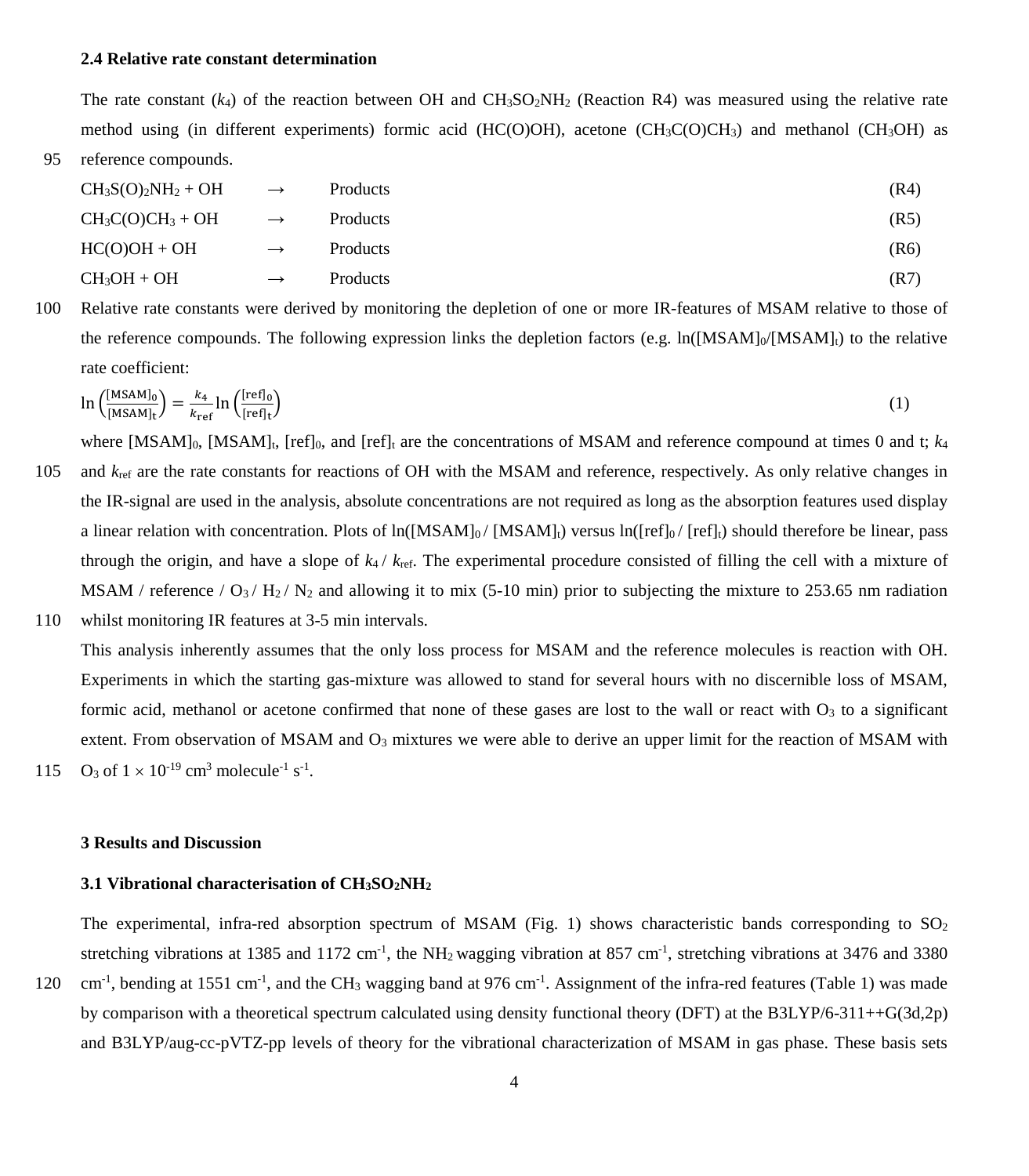### 2.4 Relative rate constant determination

The rate constant ($k_4$) of the reaction between OH and $CH_3SO_2NH_2$ (Reaction R4) was measured using the relative rate method using (in different experiments) formic acid (HC(O)OH), acetone ($CH_3C(O)CH_3$) and methanol ($CH_3OH$) as reference compounds.

| | | | |
|---|---|---|---|
| $CH_3S(O)_2NH_2$ + OH | → | Products | (R4) |
| $CH_3C(O)CH_3$ + OH | → | Products | (R5) |
| HC(O)OH + OH | → | Products | (R6) |
| $CH_3OH$ + OH | → | Products | (R7) |

Relative rate constants were derived by monitoring the depletion of one or more IR-features of MSAM relative to those of the reference compounds. The following expression links the depletion factors (e.g. $\ln([\text{MSAM}]_0/[\text{MSAM}]_t)$) to the relative rate coefficient:

$$\ln\left(\frac{[\text{MSAM}]_0}{[\text{MSAM}]_t}\right) = \frac{k_4}{k_{\text{ref}}}\ln\left(\frac{[\text{ref}]_0}{[\text{ref}]_t}\right) \tag{1}$$

where $[\text{MSAM}]_0$, $[\text{MSAM}]_t$, $[\text{ref}]_0$, and $[\text{ref}]_t$ are the concentrations of MSAM and reference compound at times 0 and t; $k_4$ and $k_{\text{ref}}$ are the rate constants for reactions of OH with the MSAM and reference, respectively. As only relative changes in the IR-signal are used in the analysis, absolute concentrations are not required as long as the absorption features used display a linear relation with concentration. Plots of $\ln([\text{MSAM}]_0 / [\text{MSAM}]_t)$ versus $\ln([\text{ref}]_0 / [\text{ref}]_t)$ should therefore be linear, pass through the origin, and have a slope of $k_4 / k_{\text{ref}}$. The experimental procedure consisted of filling the cell with a mixture of MSAM / reference / $O_3$ / $H_2$ / $N_2$ and allowing it to mix (5-10 min) prior to subjecting the mixture to 253.65 nm radiation whilst monitoring IR features at 3-5 min intervals.

This analysis inherently assumes that the only loss process for MSAM and the reference molecules is reaction with OH. Experiments in which the starting gas-mixture was allowed to stand for several hours with no discernible loss of MSAM, formic acid, methanol or acetone confirmed that none of these gases are lost to the wall or react with $O_3$ to a significant extent. From observation of MSAM and $O_3$ mixtures we were able to derive an upper limit for the reaction of MSAM with $O_3$ of $1 \times 10^{-19}$ cm$^3$ molecule$^{-1}$ s$^{-1}$.

## 3 Results and Discussion

### 3.1 Vibrational characterisation of $CH_3SO_2NH_2$

The experimental, infra-red absorption spectrum of MSAM (Fig. 1) shows characteristic bands corresponding to $SO_2$ stretching vibrations at 1385 and 1172 cm$^{-1}$, the $NH_2$ wagging vibration at 857 cm$^{-1}$, stretching vibrations at 3476 and 3380 cm$^{-1}$, bending at 1551 cm$^{-1}$, and the $CH_3$ wagging band at 976 cm$^{-1}$. Assignment of the infra-red features (Table 1) was made by comparison with a theoretical spectrum calculated using density functional theory (DFT) at the B3LYP/6-311++G(3d,2p) and B3LYP/aug-cc-pVTZ-pp levels of theory for the vibrational characterization of MSAM in gas phase. These basis sets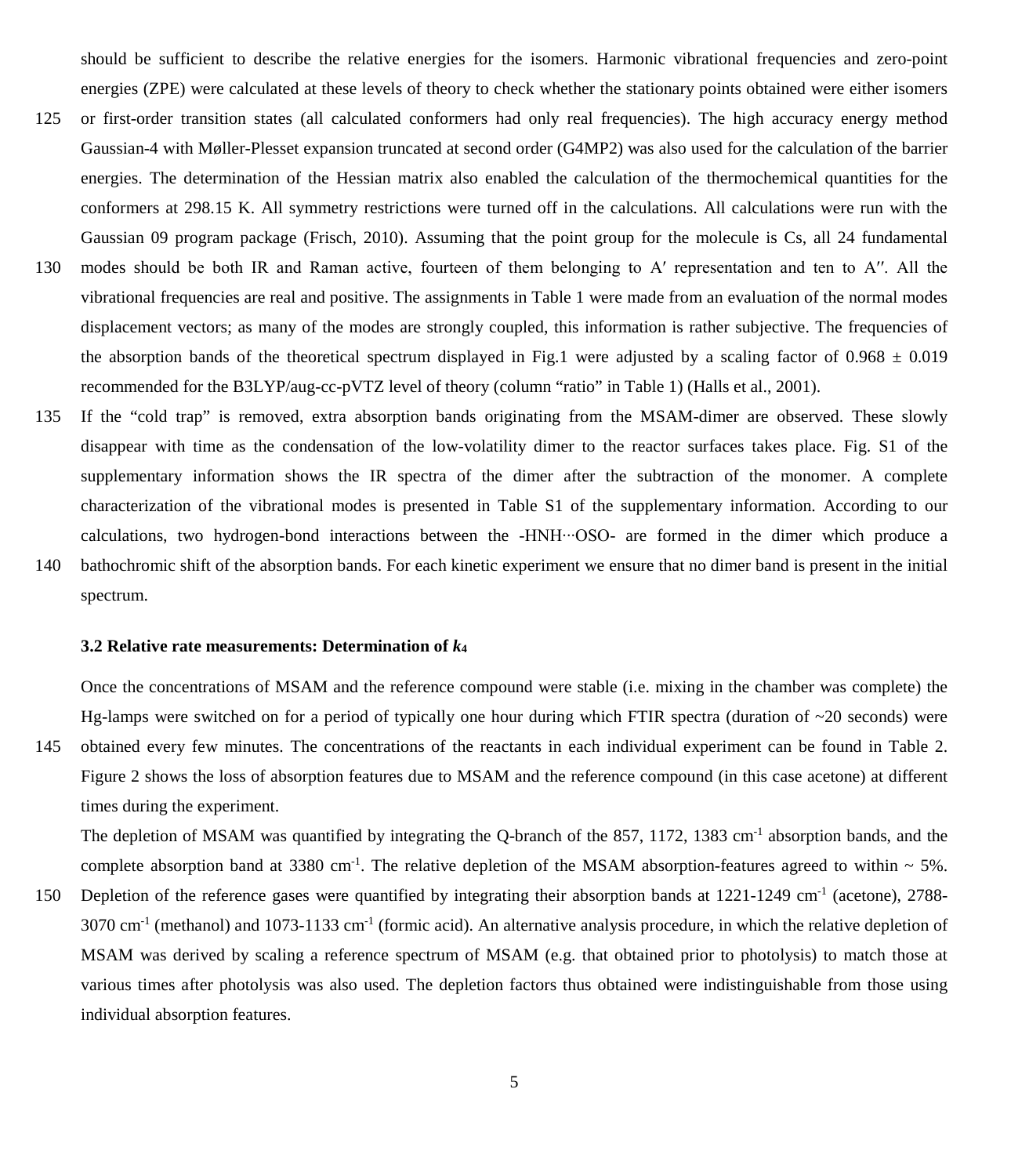should be sufficient to describe the relative energies for the isomers. Harmonic vibrational frequencies and zero-point energies (ZPE) were calculated at these levels of theory to check whether the stationary points obtained were either isomers or first-order transition states (all calculated conformers had only real frequencies). The high accuracy energy method Gaussian-4 with Møller-Plesset expansion truncated at second order (G4MP2) was also used for the calculation of the barrier energies. The determination of the Hessian matrix also enabled the calculation of the thermochemical quantities for the conformers at 298.15 K. All symmetry restrictions were turned off in the calculations. All calculations were run with the Gaussian 09 program package (Frisch, 2010). Assuming that the point group for the molecule is Cs, all 24 fundamental modes should be both IR and Raman active, fourteen of them belonging to A′ representation and ten to A′′. All the vibrational frequencies are real and positive. The assignments in Table 1 were made from an evaluation of the normal modes displacement vectors; as many of the modes are strongly coupled, this information is rather subjective. The frequencies of the absorption bands of the theoretical spectrum displayed in Fig.1 were adjusted by a scaling factor of $0.968 \pm 0.019$ recommended for the B3LYP/aug-cc-pVTZ level of theory (column "ratio" in Table 1) (Halls et al., 2001).

If the "cold trap" is removed, extra absorption bands originating from the MSAM-dimer are observed. These slowly disappear with time as the condensation of the low-volatility dimer to the reactor surfaces takes place. Fig. S1 of the supplementary information shows the IR spectra of the dimer after the subtraction of the monomer. A complete characterization of the vibrational modes is presented in Table S1 of the supplementary information. According to our calculations, two hydrogen-bond interactions between the -HNH···OSO- are formed in the dimer which produce a bathochromic shift of the absorption bands. For each kinetic experiment we ensure that no dimer band is present in the initial spectrum.

### 3.2 Relative rate measurements: Determination of $k_4$

Once the concentrations of MSAM and the reference compound were stable (i.e. mixing in the chamber was complete) the Hg-lamps were switched on for a period of typically one hour during which FTIR spectra (duration of ~20 seconds) were obtained every few minutes. The concentrations of the reactants in each individual experiment can be found in Table 2. Figure 2 shows the loss of absorption features due to MSAM and the reference compound (in this case acetone) at different times during the experiment.

The depletion of MSAM was quantified by integrating the Q-branch of the 857, 1172, 1383 $cm^{-1}$ absorption bands, and the complete absorption band at 3380 $cm^{-1}$. The relative depletion of the MSAM absorption-features agreed to within ~ 5%. Depletion of the reference gases were quantified by integrating their absorption bands at 1221-1249 $cm^{-1}$ (acetone), 2788-3070 $cm^{-1}$ (methanol) and 1073-1133 $cm^{-1}$ (formic acid). An alternative analysis procedure, in which the relative depletion of MSAM was derived by scaling a reference spectrum of MSAM (e.g. that obtained prior to photolysis) to match those at various times after photolysis was also used. The depletion factors thus obtained were indistinguishable from those using individual absorption features.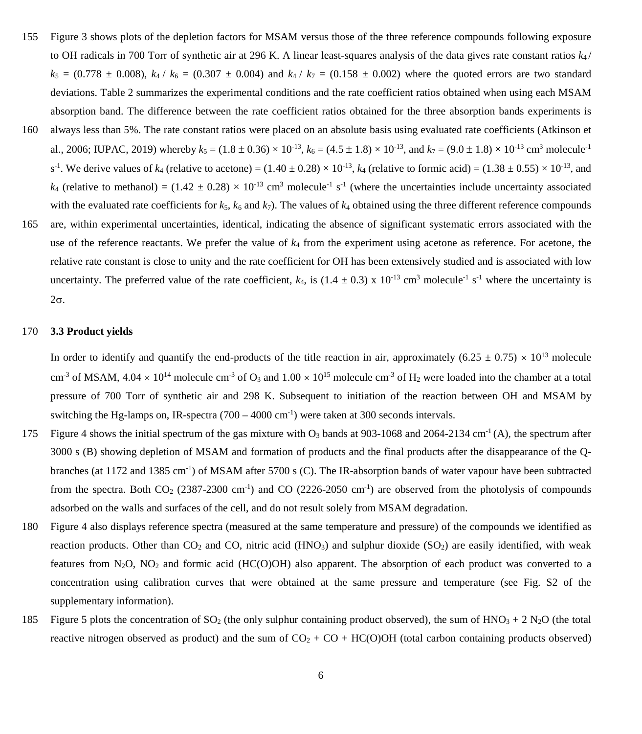Figure 3 shows plots of the depletion factors for MSAM versus those of the three reference compounds following exposure to OH radicals in 700 Torr of synthetic air at 296 K. A linear least-squares analysis of the data gives rate constant ratios $k_4 / k_5 = (0.778 \pm 0.008)$, $k_4 / k_6 = (0.307 \pm 0.004)$ and $k_4 / k_7 = (0.158 \pm 0.002)$ where the quoted errors are two standard deviations. Table 2 summarizes the experimental conditions and the rate coefficient ratios obtained when using each MSAM absorption band. The difference between the rate coefficient ratios obtained for the three absorption bands experiments is always less than 5%. The rate constant ratios were placed on an absolute basis using evaluated rate coefficients (Atkinson et al., 2006; IUPAC, 2019) whereby $k_5 = (1.8 \pm 0.36) \times 10^{-13}$, $k_6 = (4.5 \pm 1.8) \times 10^{-13}$, and $k_7 = (9.0 \pm 1.8) \times 10^{-13}$ cm$^3$ molecule$^{-1}$ s$^{-1}$. We derive values of $k_4$ (relative to acetone) = $(1.40 \pm 0.28) \times 10^{-13}$, $k_4$ (relative to formic acid) = $(1.38 \pm 0.55) \times 10^{-13}$, and $k_4$ (relative to methanol) = $(1.42 \pm 0.28) \times 10^{-13}$ cm$^3$ molecule$^{-1}$ s$^{-1}$ (where the uncertainties include uncertainty associated with the evaluated rate coefficients for $k_5$, $k_6$ and $k_7$). The values of $k_4$ obtained using the three different reference compounds are, within experimental uncertainties, identical, indicating the absence of significant systematic errors associated with the use of the reference reactants. We prefer the value of $k_4$ from the experiment using acetone as reference. For acetone, the relative rate constant is close to unity and the rate coefficient for OH has been extensively studied and is associated with low uncertainty. The preferred value of the rate coefficient, $k_4$, is $(1.4 \pm 0.3) \times 10^{-13}$ cm$^3$ molecule$^{-1}$ s$^{-1}$ where the uncertainty is $2\sigma$.

### 3.3 Product yields

In order to identify and quantify the end-products of the title reaction in air, approximately $(6.25 \pm 0.75) \times 10^{13}$ molecule cm$^{-3}$ of MSAM, $4.04 \times 10^{14}$ molecule cm$^{-3}$ of $O_3$ and $1.00 \times 10^{15}$ molecule cm$^{-3}$ of $H_2$ were loaded into the chamber at a total pressure of 700 Torr of synthetic air and 298 K. Subsequent to initiation of the reaction between OH and MSAM by switching the Hg-lamps on, IR-spectra (700 – 4000 cm$^{-1}$) were taken at 300 seconds intervals.

Figure 4 shows the initial spectrum of the gas mixture with $O_3$ bands at 903-1068 and 2064-2134 cm$^{-1}$ (A), the spectrum after 3000 s (B) showing depletion of MSAM and formation of products and the final products after the disappearance of the Q-branches (at 1172 and 1385 cm$^{-1}$) of MSAM after 5700 s (C). The IR-absorption bands of water vapour have been subtracted from the spectra. Both $CO_2$ (2387-2300 cm$^{-1}$) and CO (2226-2050 cm$^{-1}$) are observed from the photolysis of compounds adsorbed on the walls and surfaces of the cell, and do not result solely from MSAM degradation.

Figure 4 also displays reference spectra (measured at the same temperature and pressure) of the compounds we identified as reaction products. Other than $CO_2$ and CO, nitric acid ($HNO_3$) and sulphur dioxide ($SO_2$) are easily identified, with weak features from $N_2O$, $NO_2$ and formic acid (HC(O)OH) also apparent. The absorption of each product was converted to a concentration using calibration curves that were obtained at the same pressure and temperature (see Fig. S2 of the supplementary information).

Figure 5 plots the concentration of $SO_2$ (the only sulphur containing product observed), the sum of $HNO_3$ + 2 $N_2O$ (the total reactive nitrogen observed as product) and the sum of $CO_2$ + CO + HC(O)OH (total carbon containing products observed)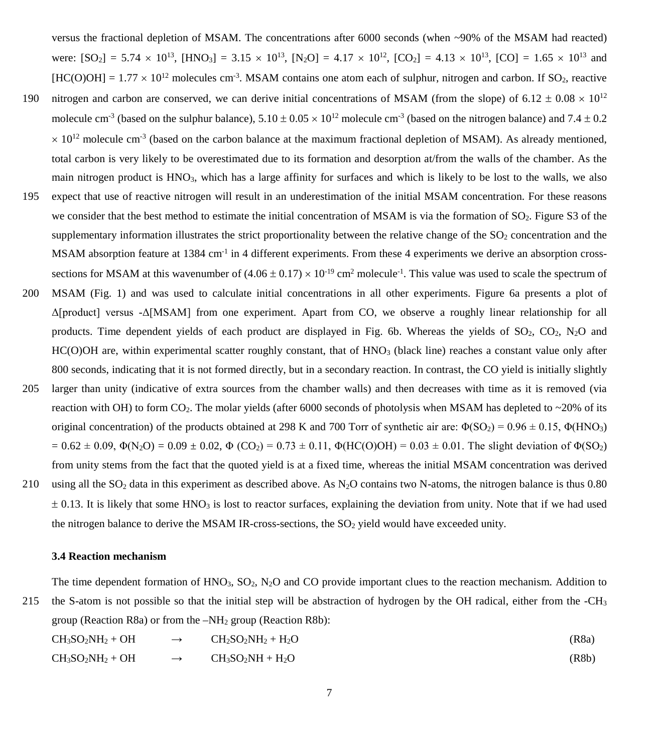versus the fractional depletion of MSAM. The concentrations after 6000 seconds (when ~90% of the MSAM had reacted) were: $[SO_2] = 5.74 \times 10^{13}$, $[HNO_3] = 3.15 \times 10^{13}$, $[N_2O] = 4.17 \times 10^{12}$, $[CO_2] = 4.13 \times 10^{13}$, $[CO] = 1.65 \times 10^{13}$ and $[HC(O)OH] = 1.77 \times 10^{12}$ molecules cm$^{-3}$. MSAM contains one atom each of sulphur, nitrogen and carbon. If $SO_2$, reactive nitrogen and carbon are conserved, we can derive initial concentrations of MSAM (from the slope) of $6.12 \pm 0.08 \times 10^{12}$ molecule cm$^{-3}$ (based on the sulphur balance), $5.10 \pm 0.05 \times 10^{12}$ molecule cm$^{-3}$ (based on the nitrogen balance) and $7.4 \pm 0.2 \times 10^{12}$ molecule cm$^{-3}$ (based on the carbon balance at the maximum fractional depletion of MSAM). As already mentioned, total carbon is very likely to be overestimated due to its formation and desorption at/from the walls of the chamber. As the main nitrogen product is $HNO_3$, which has a large affinity for surfaces and which is likely to be lost to the walls, we also expect that use of reactive nitrogen will result in an underestimation of the initial MSAM concentration. For these reasons we consider that the best method to estimate the initial concentration of MSAM is via the formation of $SO_2$. Figure S3 of the supplementary information illustrates the strict proportionality between the relative change of the $SO_2$ concentration and the MSAM absorption feature at 1384 cm$^{-1}$ in 4 different experiments. From these 4 experiments we derive an absorption cross-sections for MSAM at this wavenumber of $(4.06 \pm 0.17) \times 10^{-19}$ cm$^2$ molecule$^{-1}$. This value was used to scale the spectrum of MSAM (Fig. 1) and was used to calculate initial concentrations in all other experiments. Figure 6a presents a plot of $\Delta$[product] versus $-\Delta$[MSAM] from one experiment. Apart from CO, we observe a roughly linear relationship for all products. Time dependent yields of each product are displayed in Fig. 6b. Whereas the yields of $SO_2$, $CO_2$, $N_2O$ and HC(O)OH are, within experimental scatter roughly constant, that of $HNO_3$ (black line) reaches a constant value only after 800 seconds, indicating that it is not formed directly, but in a secondary reaction. In contrast, the CO yield is initially slightly larger than unity (indicative of extra sources from the chamber walls) and then decreases with time as it is removed (via reaction with OH) to form $CO_2$. The molar yields (after 6000 seconds of photolysis when MSAM has depleted to ~20% of its original concentration) of the products obtained at 298 K and 700 Torr of synthetic air are: $\Phi(SO_2) = 0.96 \pm 0.15$, $\Phi(HNO_3) = 0.62 \pm 0.09$, $\Phi(N_2O) = 0.09 \pm 0.02$, $\Phi(CO_2) = 0.73 \pm 0.11$, $\Phi(HC(O)OH) = 0.03 \pm 0.01$. The slight deviation of $\Phi(SO_2)$ from unity stems from the fact that the quoted yield is at a fixed time, whereas the initial MSAM concentration was derived using all the $SO_2$ data in this experiment as described above. As $N_2O$ contains two N-atoms, the nitrogen balance is thus $0.80 \pm 0.13$. It is likely that some $HNO_3$ is lost to reactor surfaces, explaining the deviation from unity. Note that if we had used the nitrogen balance to derive the MSAM IR-cross-sections, the $SO_2$ yield would have exceeded unity.

### 3.4 Reaction mechanism

The time dependent formation of $HNO_3$, $SO_2$, $N_2O$ and CO provide important clues to the reaction mechanism. Addition to the S-atom is not possible so that the initial step will be abstraction of hydrogen by the OH radical, either from the $-CH_3$ group (Reaction R8a) or from the $-NH_2$ group (Reaction R8b):

$$CH_3SO_2NH_2 + OH \rightarrow CH_2SO_2NH_2 + H_2O \quad \text{(R8a)}$$

$$CH_3SO_2NH_2 + OH \rightarrow CH_3SO_2NH + H_2O \quad \text{(R8b)}$$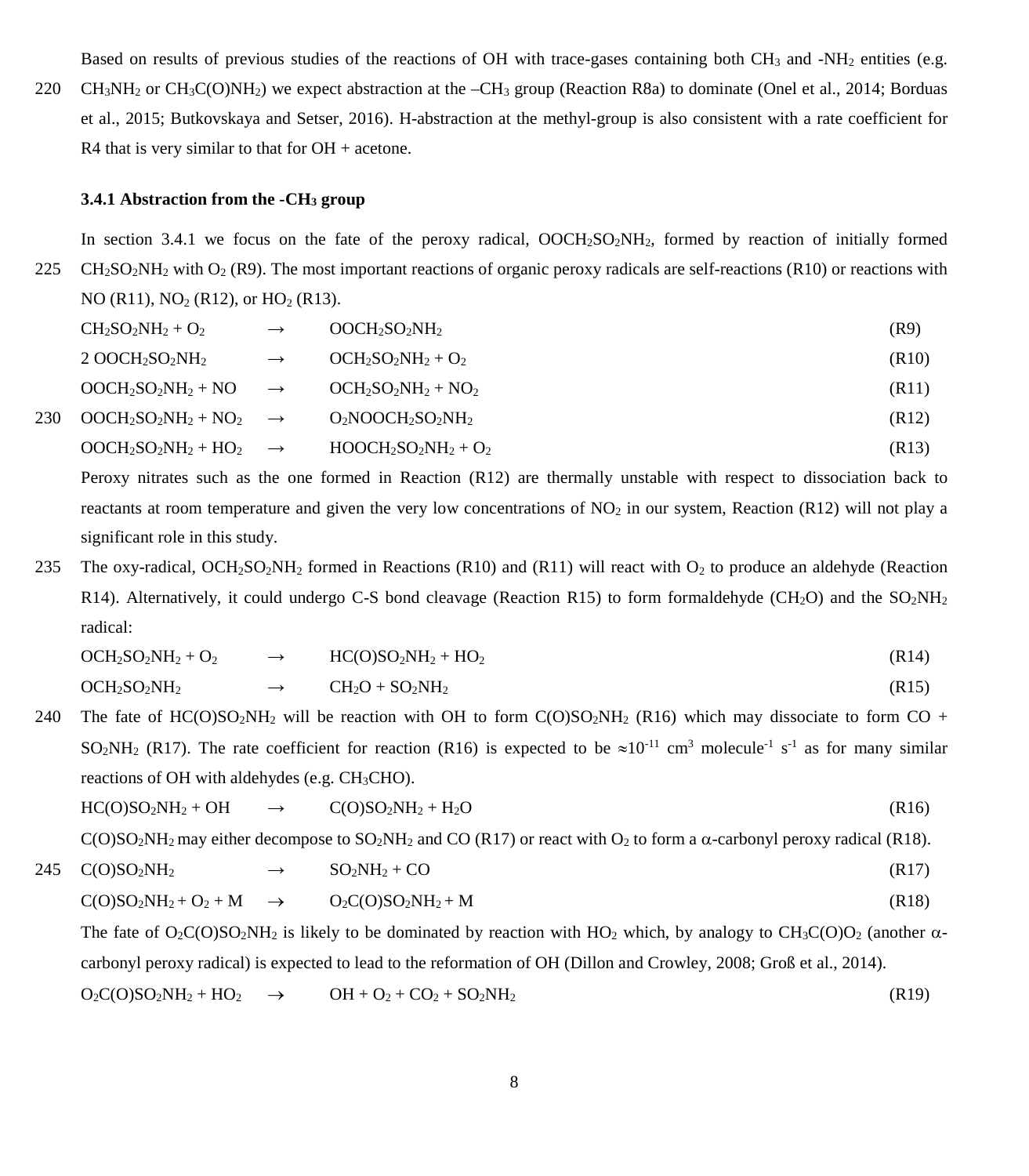Based on results of previous studies of the reactions of OH with trace-gases containing both $CH_3$ and $-NH_2$ entities (e.g. $CH_3NH_2$ or $CH_3C(O)NH_2$) we expect abstraction at the $-CH_3$ group (Reaction R8a) to dominate (Onel et al., 2014; Borduas et al., 2015; Butkovskaya and Setser, 2016). H-abstraction at the methyl-group is also consistent with a rate coefficient for R4 that is very similar to that for OH + acetone.

### 3.4.1 Abstraction from the $-CH_3$ group

In section 3.4.1 we focus on the fate of the peroxy radical, $OOCH_2SO_2NH_2$, formed by reaction of initially formed $CH_2SO_2NH_2$ with $O_2$ (R9). The most important reactions of organic peroxy radicals are self-reactions (R10) or reactions with NO (R11), $NO_2$ (R12), or $HO_2$ (R13).

$$CH_2SO_2NH_2 + O_2 \rightarrow OOCH_2SO_2NH_2 \quad (R9)$$

$$2\ OOCH_2SO_2NH_2 \rightarrow OCH_2SO_2NH_2 + O_2 \quad (R10)$$

$$OOCH_2SO_2NH_2 + NO \rightarrow OCH_2SO_2NH_2 + NO_2 \quad (R11)$$

$$OOCH_2SO_2NH_2 + NO_2 \rightarrow O_2NOOCH_2SO_2NH_2 \quad (R12)$$

$$OOCH_2SO_2NH_2 + HO_2 \rightarrow HOOCH_2SO_2NH_2 + O_2 \quad (R13)$$

Peroxy nitrates such as the one formed in Reaction (R12) are thermally unstable with respect to dissociation back to reactants at room temperature and given the very low concentrations of $NO_2$ in our system, Reaction (R12) will not play a significant role in this study.

The oxy-radical, $OCH_2SO_2NH_2$ formed in Reactions (R10) and (R11) will react with $O_2$ to produce an aldehyde (Reaction R14). Alternatively, it could undergo C-S bond cleavage (Reaction R15) to form formaldehyde ($CH_2O$) and the $SO_2NH_2$ radical:

$$OCH_2SO_2NH_2 + O_2 \rightarrow HC(O)SO_2NH_2 + HO_2 \quad (R14)$$

$$OCH_2SO_2NH_2 \rightarrow CH_2O + SO_2NH_2 \quad (R15)$$

The fate of $HC(O)SO_2NH_2$ will be reaction with OH to form $C(O)SO_2NH_2$ (R16) which may dissociate to form CO + $SO_2NH_2$ (R17). The rate coefficient for reaction (R16) is expected to be $\approx 10^{-11}$ $cm^3$ $molecule^{-1}$ $s^{-1}$ as for many similar reactions of OH with aldehydes (e.g. $CH_3CHO$).

$$HC(O)SO_2NH_2 + OH \rightarrow C(O)SO_2NH_2 + H_2O \quad (R16)$$

$C(O)SO_2NH_2$ may either decompose to $SO_2NH_2$ and CO (R17) or react with $O_2$ to form a $\alpha$-carbonyl peroxy radical (R18).

$$C(O)SO_2NH_2 \rightarrow SO_2NH_2 + CO \quad (R17)$$

$$C(O)SO_2NH_2 + O_2 + M \rightarrow O_2C(O)SO_2NH_2 + M \quad (R18)$$

The fate of $O_2C(O)SO_2NH_2$ is likely to be dominated by reaction with $HO_2$ which, by analogy to $CH_3C(O)O_2$ (another $\alpha$-carbonyl peroxy radical) is expected to lead to the reformation of OH (Dillon and Crowley, 2008; Groß et al., 2014).

$$O_2C(O)SO_2NH_2 + HO_2 \rightarrow OH + O_2 + CO_2 + SO_2NH_2 \quad (R19)$$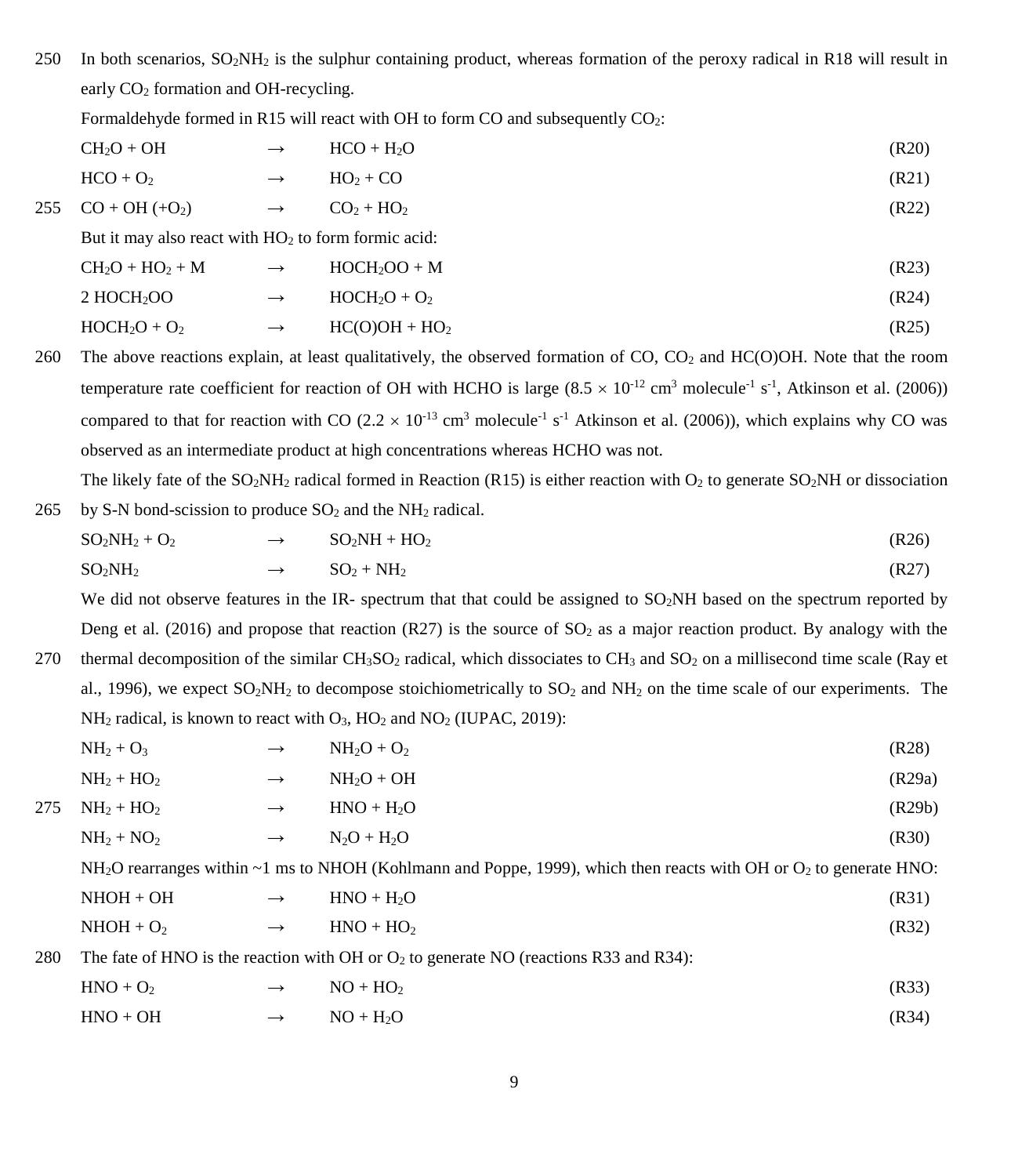In both scenarios, $SO_2NH_2$ is the sulphur containing product, whereas formation of the peroxy radical in R18 will result in early $CO_2$ formation and OH-recycling.

Formaldehyde formed in R15 will react with OH to form CO and subsequently $CO_2$:

| | | | |
|---|---|---|---|
| $CH_2O + OH$ | → | $HCO + H_2O$ | (R20) |
| $HCO + O_2$ | → | $HO_2 + CO$ | (R21) |
| $CO + OH (+O_2)$ | → | $CO_2 + HO_2$ | (R22) |

But it may also react with $HO_2$ to form formic acid:

| | | | |
|---|---|---|---|
| $CH_2O + HO_2 + M$ | → | $HOCH_2OO + M$ | (R23) |
| $2\ HOCH_2OO$ | → | $HOCH_2O + O_2$ | (R24) |
| $HOCH_2O + O_2$ | → | $HC(O)OH + HO_2$ | (R25) |

The above reactions explain, at least qualitatively, the observed formation of CO, $CO_2$ and HC(O)OH. Note that the room temperature rate coefficient for reaction of OH with HCHO is large ($8.5 \times 10^{-12}$ cm$^3$ molecule$^{-1}$ s$^{-1}$, Atkinson et al. (2006)) compared to that for reaction with CO ($2.2 \times 10^{-13}$ cm$^3$ molecule$^{-1}$ s$^{-1}$ Atkinson et al. (2006)), which explains why CO was observed as an intermediate product at high concentrations whereas HCHO was not.

The likely fate of the $SO_2NH_2$ radical formed in Reaction (R15) is either reaction with $O_2$ to generate $SO_2NH$ or dissociation by S-N bond-scission to produce $SO_2$ and the $NH_2$ radical.

| | | | |
|---|---|---|---|
| $SO_2NH_2 + O_2$ | → | $SO_2NH + HO_2$ | (R26) |
| $SO_2NH_2$ | → | $SO_2 + NH_2$ | (R27) |

We did not observe features in the IR- spectrum that that could be assigned to $SO_2NH$ based on the spectrum reported by Deng et al. (2016) and propose that reaction (R27) is the source of $SO_2$ as a major reaction product. By analogy with the thermal decomposition of the similar $CH_3SO_2$ radical, which dissociates to $CH_3$ and $SO_2$ on a millisecond time scale (Ray et al., 1996), we expect $SO_2NH_2$ to decompose stoichiometrically to $SO_2$ and $NH_2$ on the time scale of our experiments. The $NH_2$ radical, is known to react with $O_3$, $HO_2$ and $NO_2$ (IUPAC, 2019):

| | | | |
|---|---|---|---|
| $NH_2 + O_3$ | → | $NH_2O + O_2$ | (R28) |
| $NH_2 + HO_2$ | → | $NH_2O + OH$ | (R29a) |
| $NH_2 + HO_2$ | → | $HNO + H_2O$ | (R29b) |
| $NH_2 + NO_2$ | → | $N_2O + H_2O$ | (R30) |

$NH_2O$ rearranges within ~1 ms to NHOH (Kohlmann and Poppe, 1999), which then reacts with OH or $O_2$ to generate HNO:

| | | | |
|---|---|---|---|
| $NHOH + OH$ | → | $HNO + H_2O$ | (R31) |
| $NHOH + O_2$ | → | $HNO + HO_2$ | (R32) |

The fate of HNO is the reaction with OH or $O_2$ to generate NO (reactions R33 and R34):

| | | | |
|---|---|---|---|
| $HNO + O_2$ | → | $NO + HO_2$ | (R33) |
| $HNO + OH$ | → | $NO + H_2O$ | (R34) |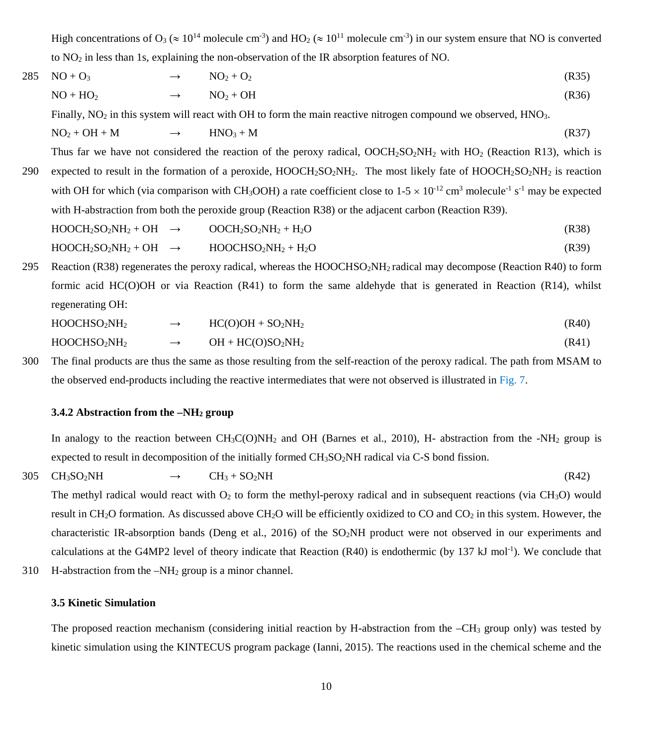High concentrations of $O_3$ ($\approx 10^{14}$ molecule cm$^{-3}$) and $HO_2$ ($\approx 10^{11}$ molecule cm$^{-3}$) in our system ensure that NO is converted to $NO_2$ in less than 1s, explaining the non-observation of the IR absorption features of NO.

$$NO + O_3 \rightarrow NO_2 + O_2 \quad \text{(R35)}$$

$$NO + HO_2 \rightarrow NO_2 + OH \quad \text{(R36)}$$

Finally, $NO_2$ in this system will react with OH to form the main reactive nitrogen compound we observed, $HNO_3$.

$$NO_2 + OH + M \rightarrow HNO_3 + M \quad \text{(R37)}$$

Thus far we have not considered the reaction of the peroxy radical, $OOCH_2SO_2NH_2$ with $HO_2$ (Reaction R13), which is expected to result in the formation of a peroxide, $HOOCH_2SO_2NH_2$. The most likely fate of $HOOCH_2SO_2NH_2$ is reaction with OH for which (via comparison with $CH_3OOH$) a rate coefficient close to 1-5 $\times$ $10^{-12}$ cm$^3$ molecule$^{-1}$ s$^{-1}$ may be expected with H-abstraction from both the peroxide group (Reaction R38) or the adjacent carbon (Reaction R39).

$$HOOCH_2SO_2NH_2 + OH \rightarrow OOCH_2SO_2NH_2 + H_2O \quad \text{(R38)}$$

$$HOOCH_2SO_2NH_2 + OH \rightarrow HOOCHSO_2NH_2 + H_2O \quad \text{(R39)}$$

Reaction (R38) regenerates the peroxy radical, whereas the $HOOCHSO_2NH_2$ radical may decompose (Reaction R40) to form formic acid HC(O)OH or via Reaction (R41) to form the same aldehyde that is generated in Reaction (R14), whilst regenerating OH:

$$HOOCHSO_2NH_2 \rightarrow HC(O)OH + SO_2NH_2 \quad \text{(R40)}$$

$$HOOCHSO_2NH_2 \rightarrow OH + HC(O)SO_2NH_2 \quad \text{(R41)}$$

The final products are thus the same as those resulting from the self-reaction of the peroxy radical. The path from MSAM to the observed end-products including the reactive intermediates that were not observed is illustrated in Fig. 7.

### 3.4.2 Abstraction from the $–NH_2$ group

In analogy to the reaction between $CH_3C(O)NH_2$ and OH (Barnes et al., 2010), H- abstraction from the $-NH_2$ group is expected to result in decomposition of the initially formed $CH_3SO_2NH$ radical via C-S bond fission.

$$CH_3SO_2NH \rightarrow CH_3 + SO_2NH \quad \text{(R42)}$$

The methyl radical would react with $O_2$ to form the methyl-peroxy radical and in subsequent reactions (via $CH_3O$) would result in $CH_2O$ formation. As discussed above $CH_2O$ will be efficiently oxidized to CO and $CO_2$ in this system. However, the characteristic IR-absorption bands (Deng et al., 2016) of the $SO_2NH$ product were not observed in our experiments and calculations at the G4MP2 level of theory indicate that Reaction (R40) is endothermic (by 137 kJ mol$^{-1}$). We conclude that H-abstraction from the $–NH_2$ group is a minor channel.

### 3.5 Kinetic Simulation

The proposed reaction mechanism (considering initial reaction by H-abstraction from the $–CH_3$ group only) was tested by kinetic simulation using the KINTECUS program package (Ianni, 2015). The reactions used in the chemical scheme and the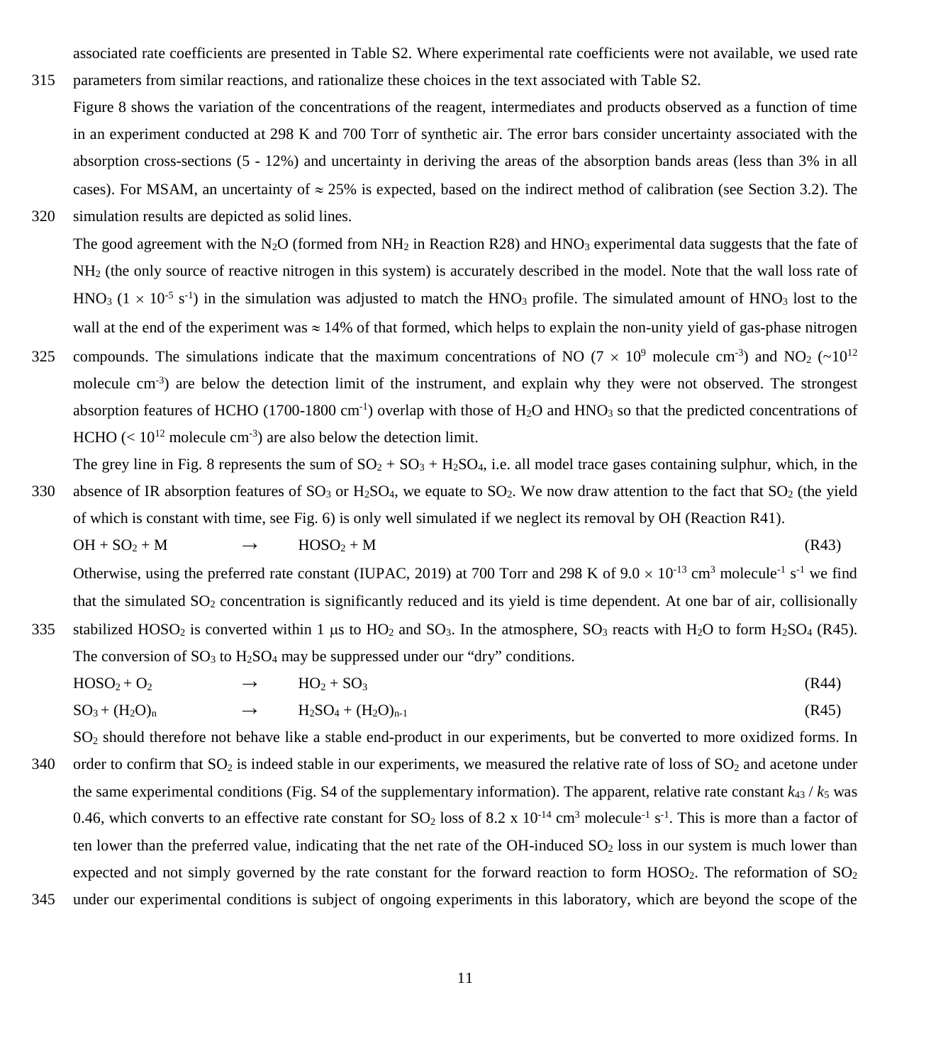associated rate coefficients are presented in Table S2. Where experimental rate coefficients were not available, we used rate parameters from similar reactions, and rationalize these choices in the text associated with Table S2.

Figure 8 shows the variation of the concentrations of the reagent, intermediates and products observed as a function of time in an experiment conducted at 298 K and 700 Torr of synthetic air. The error bars consider uncertainty associated with the absorption cross-sections (5 - 12%) and uncertainty in deriving the areas of the absorption bands areas (less than 3% in all cases). For MSAM, an uncertainty of ≈ 25% is expected, based on the indirect method of calibration (see Section 3.2). The simulation results are depicted as solid lines.

The good agreement with the $N_2O$ (formed from $NH_2$ in Reaction R28) and $HNO_3$ experimental data suggests that the fate of $NH_2$ (the only source of reactive nitrogen in this system) is accurately described in the model. Note that the wall loss rate of $HNO_3$ ($1 \times 10^{-5}$ s$^{-1}$) in the simulation was adjusted to match the $HNO_3$ profile. The simulated amount of $HNO_3$ lost to the wall at the end of the experiment was ≈ 14% of that formed, which helps to explain the non-unity yield of gas-phase nitrogen compounds. The simulations indicate that the maximum concentrations of NO ($7 \times 10^9$ molecule cm$^{-3}$) and $NO_2$ (~$10^{12}$ molecule cm$^{-3}$) are below the detection limit of the instrument, and explain why they were not observed. The strongest absorption features of HCHO (1700-1800 cm$^{-1}$) overlap with those of $H_2O$ and $HNO_3$ so that the predicted concentrations of HCHO (< $10^{12}$ molecule cm$^{-3}$) are also below the detection limit.

The grey line in Fig. 8 represents the sum of $SO_2$ + $SO_3$ + $H_2SO_4$, i.e. all model trace gases containing sulphur, which, in the absence of IR absorption features of $SO_3$ or $H_2SO_4$, we equate to $SO_2$. We now draw attention to the fact that $SO_2$ (the yield of which is constant with time, see Fig. 6) is only well simulated if we neglect its removal by OH (Reaction R41).

$$OH + SO_2 + M \rightarrow HOSO_2 + M \quad \text{(R43)}$$

Otherwise, using the preferred rate constant (IUPAC, 2019) at 700 Torr and 298 K of $9.0 \times 10^{-13}$ cm$^3$ molecule$^{-1}$ s$^{-1}$ we find that the simulated $SO_2$ concentration is significantly reduced and its yield is time dependent. At one bar of air, collisionally stabilized $HOSO_2$ is converted within 1 μs to $HO_2$ and $SO_3$. In the atmosphere, $SO_3$ reacts with $H_2O$ to form $H_2SO_4$ (R45). The conversion of $SO_3$ to $H_2SO_4$ may be suppressed under our "dry" conditions.

$$HOSO_2 + O_2 \rightarrow HO_2 + SO_3 \quad \text{(R44)}$$

$$SO_3 + (H_2O)_n \rightarrow H_2SO_4 + (H_2O)_{n-1} \quad \text{(R45)}$$

$SO_2$ should therefore not behave like a stable end-product in our experiments, but be converted to more oxidized forms. In order to confirm that $SO_2$ is indeed stable in our experiments, we measured the relative rate of loss of $SO_2$ and acetone under the same experimental conditions (Fig. S4 of the supplementary information). The apparent, relative rate constant $k_{43}$ / $k_5$ was 0.46, which converts to an effective rate constant for $SO_2$ loss of $8.2 \times 10^{-14}$ cm$^3$ molecule$^{-1}$ s$^{-1}$. This is more than a factor of ten lower than the preferred value, indicating that the net rate of the OH-induced $SO_2$ loss in our system is much lower than expected and not simply governed by the rate constant for the forward reaction to form $HOSO_2$. The reformation of $SO_2$ under our experimental conditions is subject of ongoing experiments in this laboratory, which are beyond the scope of the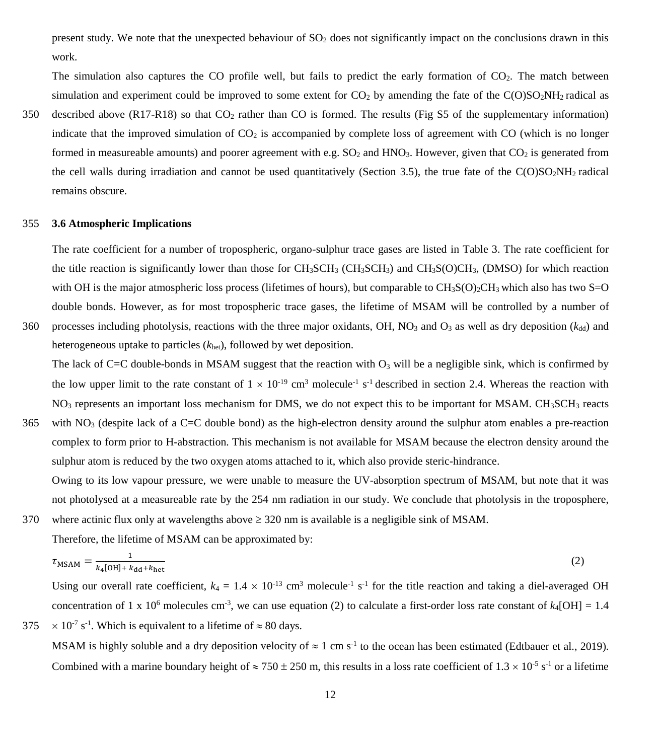present study. We note that the unexpected behaviour of $SO_2$ does not significantly impact on the conclusions drawn in this work.

The simulation also captures the CO profile well, but fails to predict the early formation of $CO_2$. The match between simulation and experiment could be improved to some extent for $CO_2$ by amending the fate of the $C(O)SO_2NH_2$ radical as described above (R17-R18) so that $CO_2$ rather than CO is formed. The results (Fig S5 of the supplementary information) indicate that the improved simulation of $CO_2$ is accompanied by complete loss of agreement with CO (which is no longer formed in measureable amounts) and poorer agreement with e.g. $SO_2$ and $HNO_3$. However, given that $CO_2$ is generated from the cell walls during irradiation and cannot be used quantitatively (Section 3.5), the true fate of the $C(O)SO_2NH_2$ radical remains obscure.

### 3.6 Atmospheric Implications

The rate coefficient for a number of tropospheric, organo-sulphur trace gases are listed in Table 3. The rate coefficient for the title reaction is significantly lower than those for $CH_3SCH_3$ ($CH_3SCH_3$) and $CH_3S(O)CH_3$, (DMSO) for which reaction with OH is the major atmospheric loss process (lifetimes of hours), but comparable to $CH_3S(O)_2CH_3$ which also has two S=O double bonds. However, as for most tropospheric trace gases, the lifetime of MSAM will be controlled by a number of processes including photolysis, reactions with the three major oxidants, OH, $NO_3$ and $O_3$ as well as dry deposition ($k_{dd}$) and heterogeneous uptake to particles ($k_{het}$), followed by wet deposition.

The lack of C=C double-bonds in MSAM suggest that the reaction with $O_3$ will be a negligible sink, which is confirmed by the low upper limit to the rate constant of $1 \times 10^{-19}$ cm$^3$ molecule$^{-1}$ s$^{-1}$ described in section 2.4. Whereas the reaction with $NO_3$ represents an important loss mechanism for DMS, we do not expect this to be important for MSAM. $CH_3SCH_3$ reacts with $NO_3$ (despite lack of a C=C double bond) as the high-electron density around the sulphur atom enables a pre-reaction complex to form prior to H-abstraction. This mechanism is not available for MSAM because the electron density around the sulphur atom is reduced by the two oxygen atoms attached to it, which also provide steric-hindrance.

Owing to its low vapour pressure, we were unable to measure the UV-absorption spectrum of MSAM, but note that it was not photolysed at a measureable rate by the 254 nm radiation in our study. We conclude that photolysis in the troposphere, where actinic flux only at wavelengths above $\geq$ 320 nm is available is a negligible sink of MSAM.

Therefore, the lifetime of MSAM can be approximated by:

$$\tau_{\mathrm{MSAM}} = \frac{1}{k_4[\mathrm{OH}] + k_{\mathrm{dd}} + k_{\mathrm{het}}} \tag{2}$$

Using our overall rate coefficient, $k_4 = 1.4 \times 10^{-13}$ cm$^3$ molecule$^{-1}$ s$^{-1}$ for the title reaction and taking a diel-averaged OH concentration of $1 \times 10^6$ molecules cm$^{-3}$, we can use equation (2) to calculate a first-order loss rate constant of $k_4[\mathrm{OH}] = 1.4 \times 10^{-7}$ s$^{-1}$. Which is equivalent to a lifetime of $\approx$ 80 days.

MSAM is highly soluble and a dry deposition velocity of $\approx$ 1 cm s$^{-1}$ to the ocean has been estimated (Edtbauer et al., 2019). Combined with a marine boundary height of $\approx 750 \pm 250$ m, this results in a loss rate coefficient of $1.3 \times 10^{-5}$ s$^{-1}$ or a lifetime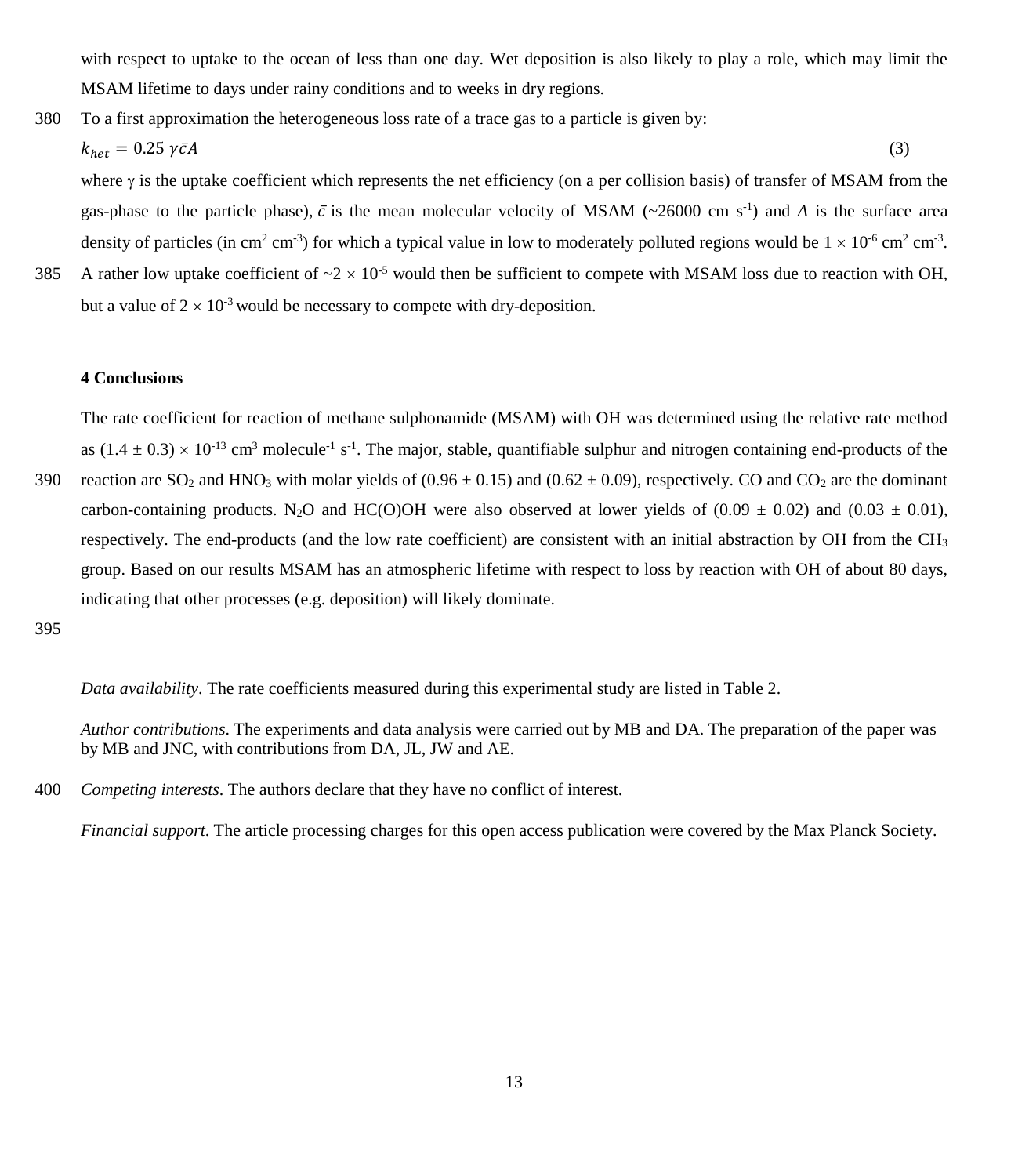with respect to uptake to the ocean of less than one day. Wet deposition is also likely to play a role, which may limit the MSAM lifetime to days under rainy conditions and to weeks in dry regions.

To a first approximation the heterogeneous loss rate of a trace gas to a particle is given by:

$$k_{het} = 0.25\ \gamma \bar{c} A \tag{3}$$

where $\gamma$ is the uptake coefficient which represents the net efficiency (on a per collision basis) of transfer of MSAM from the gas-phase to the particle phase), $\bar{c}$ is the mean molecular velocity of MSAM (~26000 cm $s^{-1}$) and $A$ is the surface area density of particles (in $cm^2\ cm^{-3}$) for which a typical value in low to moderately polluted regions would be $1 \times 10^{-6}\ cm^2\ cm^{-3}$. A rather low uptake coefficient of ~$2 \times 10^{-5}$ would then be sufficient to compete with MSAM loss due to reaction with OH, but a value of $2 \times 10^{-3}$ would be necessary to compete with dry-deposition.

## 4 Conclusions

The rate coefficient for reaction of methane sulphonamide (MSAM) with OH was determined using the relative rate method as $(1.4 \pm 0.3) \times 10^{-13}\ cm^3\ molecule^{-1}\ s^{-1}$. The major, stable, quantifiable sulphur and nitrogen containing end-products of the reaction are $SO_2$ and $HNO_3$ with molar yields of (0.96 ± 0.15) and (0.62 ± 0.09), respectively. CO and $CO_2$ are the dominant carbon-containing products. $N_2O$ and HC(O)OH were also observed at lower yields of (0.09 ± 0.02) and (0.03 ± 0.01), respectively. The end-products (and the low rate coefficient) are consistent with an initial abstraction by OH from the $CH_3$ group. Based on our results MSAM has an atmospheric lifetime with respect to loss by reaction with OH of about 80 days, indicating that other processes (e.g. deposition) will likely dominate.

*Data availability*. The rate coefficients measured during this experimental study are listed in Table 2.

*Author contributions*. The experiments and data analysis were carried out by MB and DA. The preparation of the paper was by MB and JNC, with contributions from DA, JL, JW and AE.

*Competing interests*. The authors declare that they have no conflict of interest.

*Financial support*. The article processing charges for this open access publication were covered by the Max Planck Society.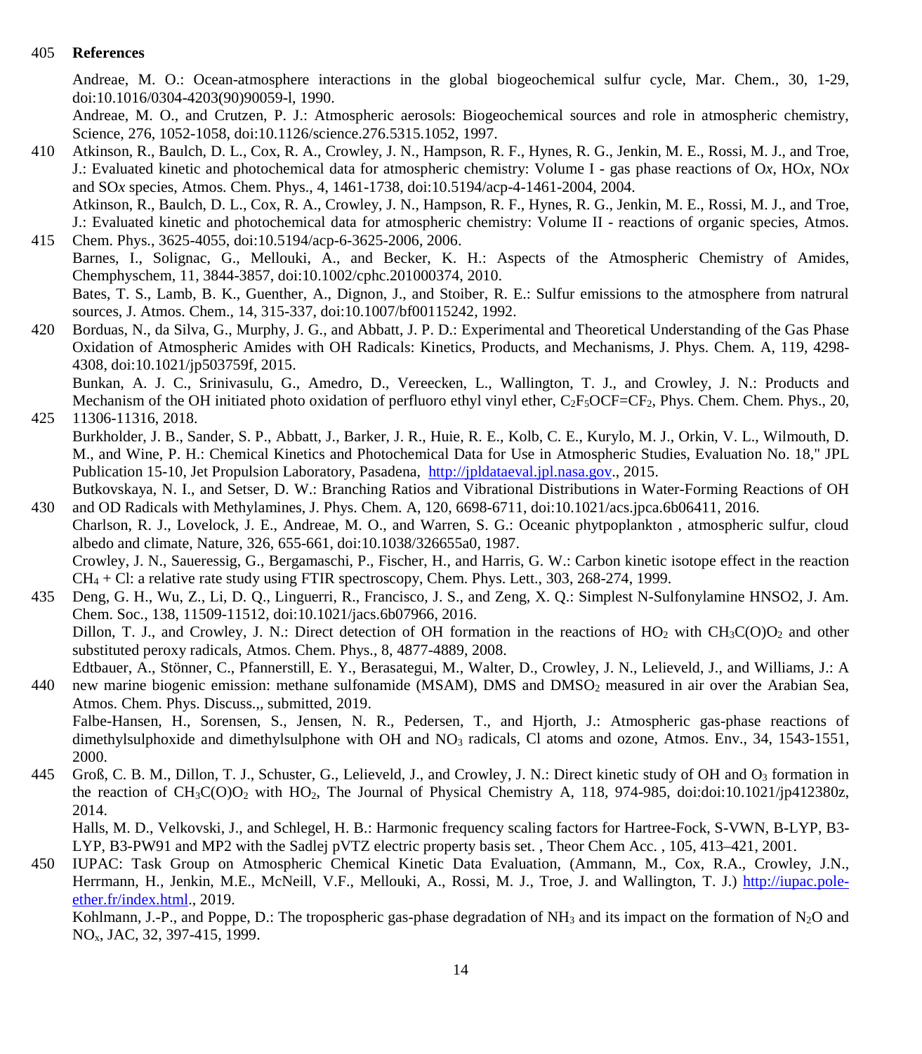## References

Andreae, M. O.: Ocean-atmosphere interactions in the global biogeochemical sulfur cycle, Mar. Chem., 30, 1-29, doi:10.1016/0304-4203(90)90059-l, 1990.

Andreae, M. O., and Crutzen, P. J.: Atmospheric aerosols: Biogeochemical sources and role in atmospheric chemistry, Science, 276, 1052-1058, doi:10.1126/science.276.5315.1052, 1997.

Atkinson, R., Baulch, D. L., Cox, R. A., Crowley, J. N., Hampson, R. F., Hynes, R. G., Jenkin, M. E., Rossi, M. J., and Troe, J.: Evaluated kinetic and photochemical data for atmospheric chemistry: Volume I - gas phase reactions of O*x*, HO*x*, NO*x* and SO*x* species, Atmos. Chem. Phys., 4, 1461-1738, doi:10.5194/acp-4-1461-2004, 2004.

Atkinson, R., Baulch, D. L., Cox, R. A., Crowley, J. N., Hampson, R. F., Hynes, R. G., Jenkin, M. E., Rossi, M. J., and Troe, J.: Evaluated kinetic and photochemical data for atmospheric chemistry: Volume II - reactions of organic species, Atmos. Chem. Phys., 3625-4055, doi:10.5194/acp-6-3625-2006, 2006.

Barnes, I., Solignac, G., Mellouki, A., and Becker, K. H.: Aspects of the Atmospheric Chemistry of Amides, Chemphyschem, 11, 3844-3857, doi:10.1002/cphc.201000374, 2010.

Bates, T. S., Lamb, B. K., Guenther, A., Dignon, J., and Stoiber, R. E.: Sulfur emissions to the atmosphere from natrural sources, J. Atmos. Chem., 14, 315-337, doi:10.1007/bf00115242, 1992.

Borduas, N., da Silva, G., Murphy, J. G., and Abbatt, J. P. D.: Experimental and Theoretical Understanding of the Gas Phase Oxidation of Atmospheric Amides with OH Radicals: Kinetics, Products, and Mechanisms, J. Phys. Chem. A, 119, 4298-4308, doi:10.1021/jp503759f, 2015.

Bunkan, A. J. C., Srinivasulu, G., Amedro, D., Vereecken, L., Wallington, T. J., and Crowley, J. N.: Products and Mechanism of the OH initiated photo oxidation of perfluoro ethyl vinyl ether, $C_2F_5OCF{=}CF_2$, Phys. Chem. Chem. Phys., 20, 11306-11316, 2018.

Burkholder, J. B., Sander, S. P., Abbatt, J., Barker, J. R., Huie, R. E., Kolb, C. E., Kurylo, M. J., Orkin, V. L., Wilmouth, D. M., and Wine, P. H.: Chemical Kinetics and Photochemical Data for Use in Atmospheric Studies, Evaluation No. 18," JPL Publication 15-10, Jet Propulsion Laboratory, Pasadena, http://jpldataeval.jpl.nasa.gov., 2015.

Butkovskaya, N. I., and Setser, D. W.: Branching Ratios and Vibrational Distributions in Water-Forming Reactions of OH and OD Radicals with Methylamines, J. Phys. Chem. A, 120, 6698-6711, doi:10.1021/acs.jpca.6b06411, 2016.

Charlson, R. J., Lovelock, J. E., Andreae, M. O., and Warren, S. G.: Oceanic phytpoplankton , atmospheric sulfur, cloud albedo and climate, Nature, 326, 655-661, doi:10.1038/326655a0, 1987.

Crowley, J. N., Saueressig, G., Bergamaschi, P., Fischer, H., and Harris, G. W.: Carbon kinetic isotope effect in the reaction $CH_4$ + Cl: a relative rate study using FTIR spectroscopy, Chem. Phys. Lett., 303, 268-274, 1999.

Deng, G. H., Wu, Z., Li, D. Q., Linguerri, R., Francisco, J. S., and Zeng, X. Q.: Simplest N-Sulfonylamine HNSO2, J. Am. Chem. Soc., 138, 11509-11512, doi:10.1021/jacs.6b07966, 2016.

Dillon, T. J., and Crowley, J. N.: Direct detection of OH formation in the reactions of $HO_2$ with $CH_3C(O)O_2$ and other substituted peroxy radicals, Atmos. Chem. Phys., 8, 4877-4889, 2008.

Edtbauer, A., Stönner, C., Pfannerstill, E. Y., Berasategui, M., Walter, D., Crowley, J. N., Lelieveld, J., and Williams, J.: A new marine biogenic emission: methane sulfonamide (MSAM), DMS and $DMSO_2$ measured in air over the Arabian Sea, Atmos. Chem. Phys. Discuss.,, submitted, 2019.

Falbe-Hansen, H., Sorensen, S., Jensen, N. R., Pedersen, T., and Hjorth, J.: Atmospheric gas-phase reactions of dimethylsulphoxide and dimethylsulphone with OH and $NO_3$ radicals, Cl atoms and ozone, Atmos. Env., 34, 1543-1551, 2000.

Groß, C. B. M., Dillon, T. J., Schuster, G., Lelieveld, J., and Crowley, J. N.: Direct kinetic study of OH and $O_3$ formation in the reaction of $CH_3C(O)O_2$ with $HO_2$, The Journal of Physical Chemistry A, 118, 974-985, doi:doi:10.1021/jp412380z, 2014.

Halls, M. D., Velkovski, J., and Schlegel, H. B.: Harmonic frequency scaling factors for Hartree-Fock, S-VWN, B-LYP, B3-LYP, B3-PW91 and MP2 with the Sadlej pVTZ electric property basis set. , Theor Chem Acc. , 105, 413–421, 2001.

IUPAC: Task Group on Atmospheric Chemical Kinetic Data Evaluation, (Ammann, M., Cox, R.A., Crowley, J.N., Herrmann, H., Jenkin, M.E., McNeill, V.F., Mellouki, A., Rossi, M. J., Troe, J. and Wallington, T. J.) http://iupac.pole-ether.fr/index.html., 2019.

Kohlmann, J.-P., and Poppe, D.: The tropospheric gas-phase degradation of $NH_3$ and its impact on the formation of $N_2O$ and $NO_x$, JAC, 32, 397-415, 1999.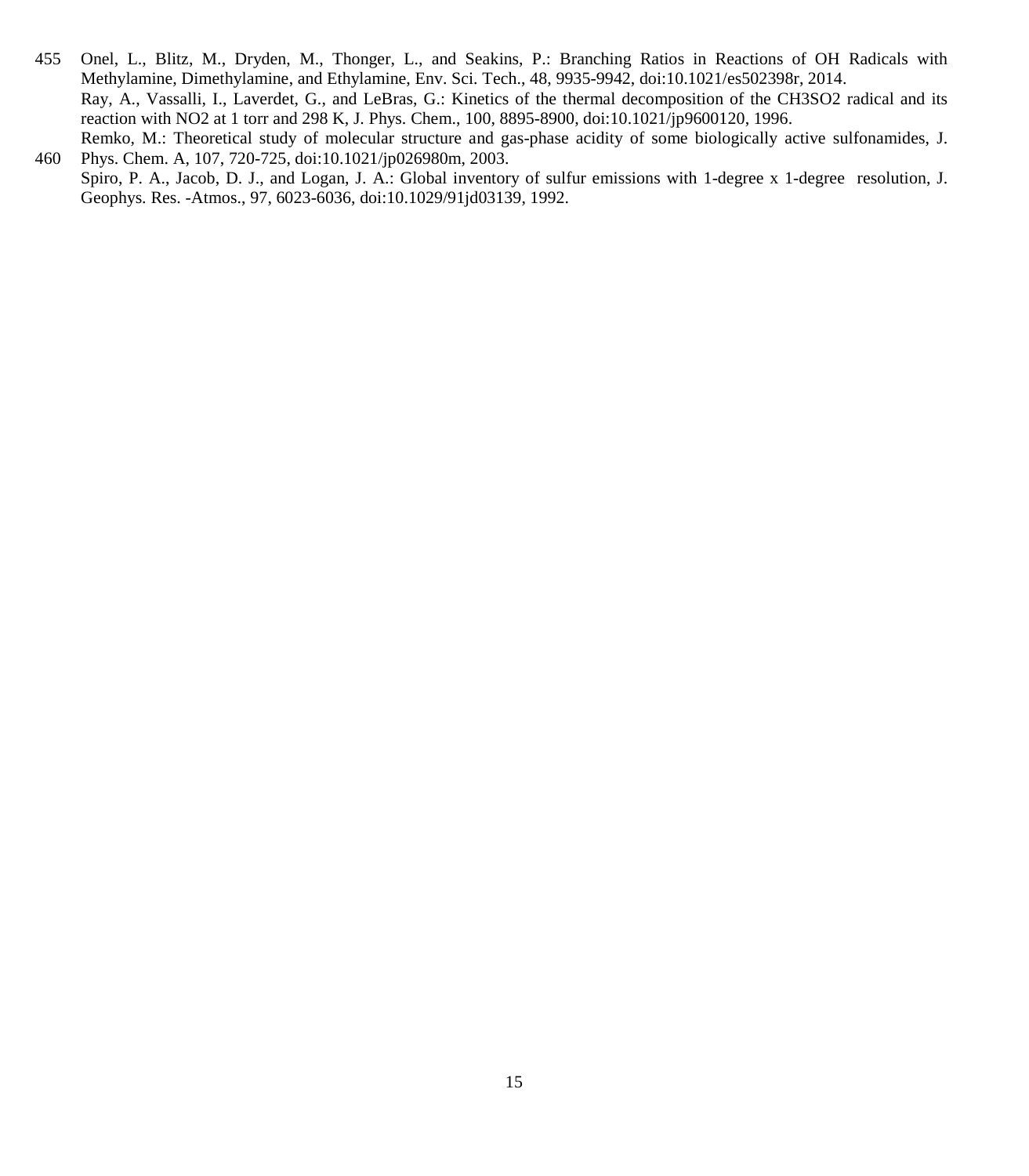Onel, L., Blitz, M., Dryden, M., Thonger, L., and Seakins, P.: Branching Ratios in Reactions of OH Radicals with Methylamine, Dimethylamine, and Ethylamine, Env. Sci. Tech., 48, 9935-9942, doi:10.1021/es502398r, 2014.

Ray, A., Vassalli, I., Laverdet, G., and LeBras, G.: Kinetics of the thermal decomposition of the CH3SO2 radical and its reaction with NO2 at 1 torr and 298 K, J. Phys. Chem., 100, 8895-8900, doi:10.1021/jp9600120, 1996.

Remko, M.: Theoretical study of molecular structure and gas-phase acidity of some biologically active sulfonamides, J. Phys. Chem. A, 107, 720-725, doi:10.1021/jp026980m, 2003.

Spiro, P. A., Jacob, D. J., and Logan, J. A.: Global inventory of sulfur emissions with 1-degree x 1-degree resolution, J. Geophys. Res. -Atmos., 97, 6023-6036, doi:10.1029/91jd03139, 1992.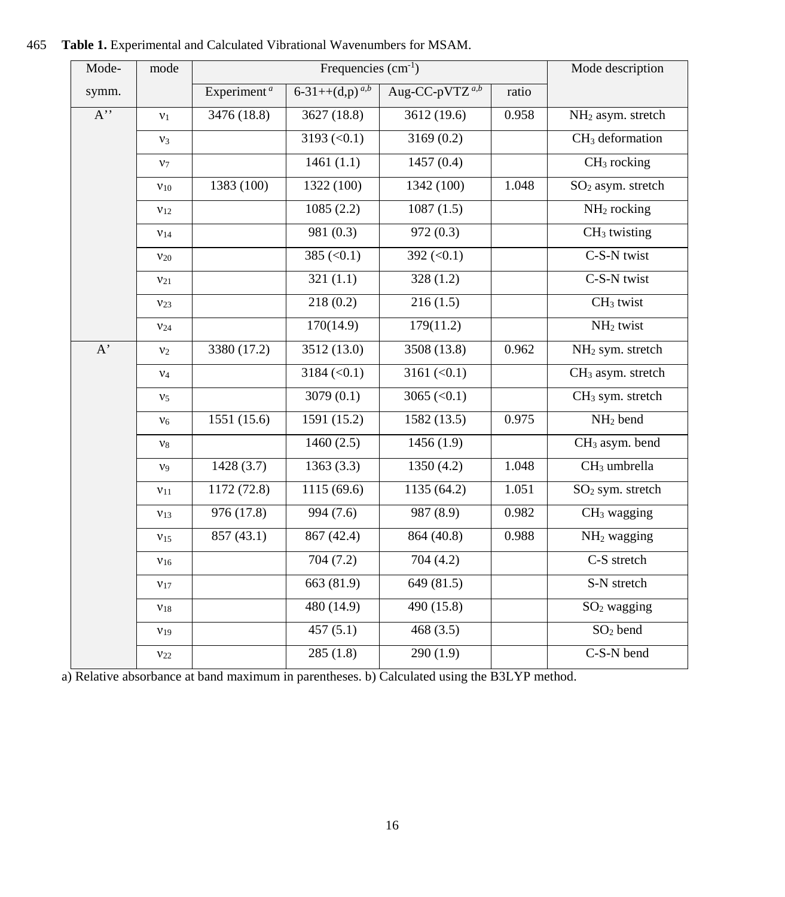**Table 1.** Experimental and Calculated Vibrational Wavenumbers for MSAM.

| Mode-symm. | mode | Frequencies ($cm^{-1}$) | | | | Mode description |
|---|---|---|---|---|---|---|
| | | Experiment [a] | 6-31++(d,p) [a,b] | Aug-CC-pVTZ [a,b] | ratio | |
| A'' | $\nu_1$ | 3476 (18.8) | 3627 (18.8) | 3612 (19.6) | 0.958 | $NH_2$ asym. stretch |
| | $\nu_3$ | | 3193 (<0.1) | 3169 (0.2) | | $CH_3$ deformation |
| | $\nu_7$ | | 1461 (1.1) | 1457 (0.4) | | $CH_3$ rocking |
| | $\nu_{10}$ | 1383 (100) | 1322 (100) | 1342 (100) | 1.048 | $SO_2$ asym. stretch |
| | $\nu_{12}$ | | 1085 (2.2) | 1087 (1.5) | | $NH_2$ rocking |
| | $\nu_{14}$ | | 981 (0.3) | 972 (0.3) | | $CH_3$ twisting |
| | $\nu_{20}$ | | 385 (<0.1) | 392 (<0.1) | | C-S-N twist |
| | $\nu_{21}$ | | 321 (1.1) | 328 (1.2) | | C-S-N twist |
| | $\nu_{23}$ | | 218 (0.2) | 216 (1.5) | | $CH_3$ twist |
| | $\nu_{24}$ | | 170(14.9) | 179(11.2) | | $NH_2$ twist |
| A' | $\nu_2$ | 3380 (17.2) | 3512 (13.0) | 3508 (13.8) | 0.962 | $NH_2$ sym. stretch |
| | $\nu_4$ | | 3184 (<0.1) | 3161 (<0.1) | | $CH_3$ asym. stretch |
| | $\nu_5$ | | 3079 (0.1) | 3065 (<0.1) | | $CH_3$ sym. stretch |
| | $\nu_6$ | 1551 (15.6) | 1591 (15.2) | 1582 (13.5) | 0.975 | $NH_2$ bend |
| | $\nu_8$ | | 1460 (2.5) | 1456 (1.9) | | $CH_3$ asym. bend |
| | $\nu_9$ | 1428 (3.7) | 1363 (3.3) | 1350 (4.2) | 1.048 | $CH_3$ umbrella |
| | $\nu_{11}$ | 1172 (72.8) | 1115 (69.6) | 1135 (64.2) | 1.051 | $SO_2$ sym. stretch |
| | $\nu_{13}$ | 976 (17.8) | 994 (7.6) | 987 (8.9) | 0.982 | $CH_3$ wagging |
| | $\nu_{15}$ | 857 (43.1) | 867 (42.4) | 864 (40.8) | 0.988 | $NH_2$ wagging |
| | $\nu_{16}$ | | 704 (7.2) | 704 (4.2) | | C-S stretch |
| | $\nu_{17}$ | | 663 (81.9) | 649 (81.5) | | S-N stretch |
| | $\nu_{18}$ | | 480 (14.9) | 490 (15.8) | | $SO_2$ wagging |
| | $\nu_{19}$ | | 457 (5.1) | 468 (3.5) | | $SO_2$ bend |
| | $\nu_{22}$ | | 285 (1.8) | 290 (1.9) | | C-S-N bend |

a) Relative absorbance at band maximum in parentheses. b) Calculated using the B3LYP method.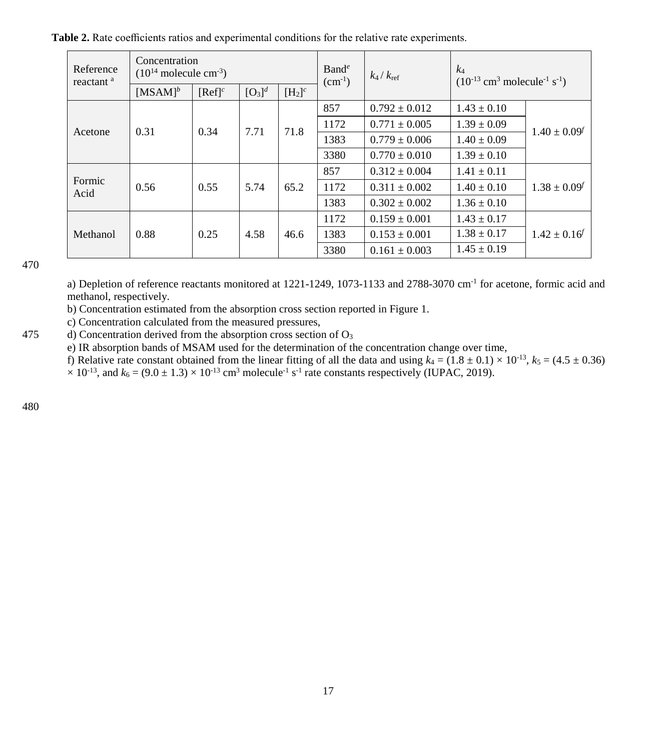**Table 2.** Rate coefficients ratios and experimental conditions for the relative rate experiments.

| Reference reactant [a] | Concentration ($10^{14}$ molecule cm$^{-3}$) | | | | Band[e] (cm$^{-1}$) | $k_4$ / $k_{ref}$ | $k_4$ ($10^{-13}$ cm$^3$ molecule$^{-1}$ s$^{-1}$) | |
|---|---|---|---|---|---|---|---|---|
| | [MSAM][b] | [Ref][c] | [$O_3$][d] | [$H_2$][c] | | | | |
| Acetone | 0.31 | 0.34 | 7.71 | 71.8 | 857 | 0.792 ± 0.012 | 1.43 ± 0.10 | 1.40 ± 0.09[f] |
| | | | | | 1172 | 0.771 ± 0.005 | 1.39 ± 0.09 | |
| | | | | | 1383 | 0.779 ± 0.006 | 1.40 ± 0.09 | |
| | | | | | 3380 | 0.770 ± 0.010 | 1.39 ± 0.10 | |
| Formic Acid | 0.56 | 0.55 | 5.74 | 65.2 | 857 | 0.312 ± 0.004 | 1.41 ± 0.11 | 1.38 ± 0.09[f] |
| | | | | | 1172 | 0.311 ± 0.002 | 1.40 ± 0.10 | |
| | | | | | 1383 | 0.302 ± 0.002 | 1.36 ± 0.10 | |
| Methanol | 0.88 | 0.25 | 4.58 | 46.6 | 1172 | 0.159 ± 0.001 | 1.43 ± 0.17 | 1.42 ± 0.16[f] |
| | | | | | 1383 | 0.153 ± 0.001 | 1.38 ± 0.17 | |
| | | | | | 3380 | 0.161 ± 0.003 | 1.45 ± 0.19 | |

a) Depletion of reference reactants monitored at 1221-1249, 1073-1133 and 2788-3070 cm$^{-1}$ for acetone, formic acid and methanol, respectively.
b) Concentration estimated from the absorption cross section reported in Figure 1.
c) Concentration calculated from the measured pressures,
d) Concentration derived from the absorption cross section of $O_3$
e) IR absorption bands of MSAM used for the determination of the concentration change over time,
f) Relative rate constant obtained from the linear fitting of all the data and using $k_4 = (1.8 \pm 0.1) \times 10^{-13}$, $k_5 = (4.5 \pm 0.36) \times 10^{-13}$, and $k_6 = (9.0 \pm 1.3) \times 10^{-13}$ cm$^3$ molecule$^{-1}$ s$^{-1}$ rate constants respectively (IUPAC, 2019).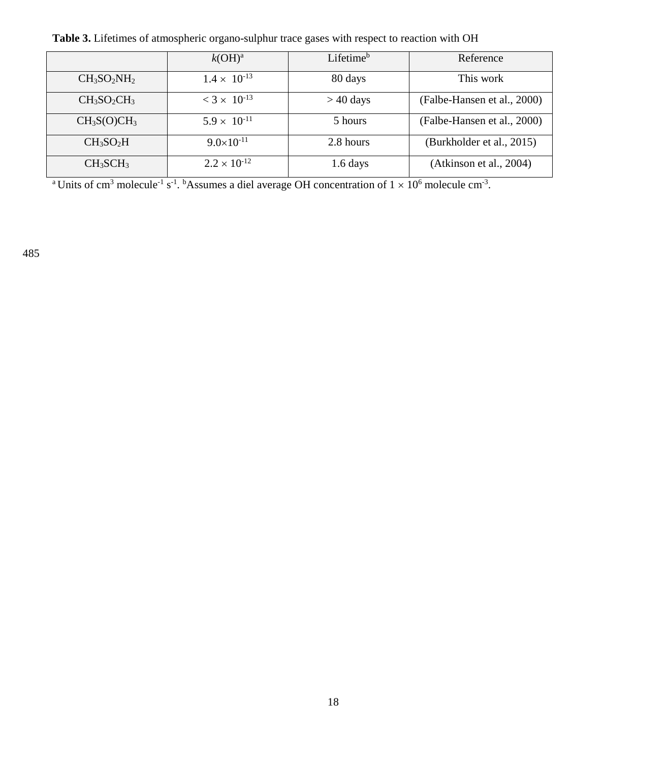**Table 3.** Lifetimes of atmospheric organo-sulphur trace gases with respect to reaction with OH

| | $k$(OH)[a] | Lifetime[b] | Reference |
|---|---|---|---|
| $CH_3SO_2NH_2$ | $1.4 \times 10^{-13}$ | 80 days | This work |
| $CH_3SO_2CH_3$ | $< 3 \times 10^{-13}$ | > 40 days | (Falbe-Hansen et al., 2000) |
| $CH_3S(O)CH_3$ | $5.9 \times 10^{-11}$ | 5 hours | (Falbe-Hansen et al., 2000) |
| $CH_3SO_2H$ | $9.0 \times 10^{-11}$ | 2.8 hours | (Burkholder et al., 2015) |
| $CH_3SCH_3$ | $2.2 \times 10^{-12}$ | 1.6 days | (Atkinson et al., 2004) |

[a] Units of $cm^3$ $molecule^{-1}$ $s^{-1}$. [b] Assumes a diel average OH concentration of $1 \times 10^6$ molecule $cm^{-3}$.

485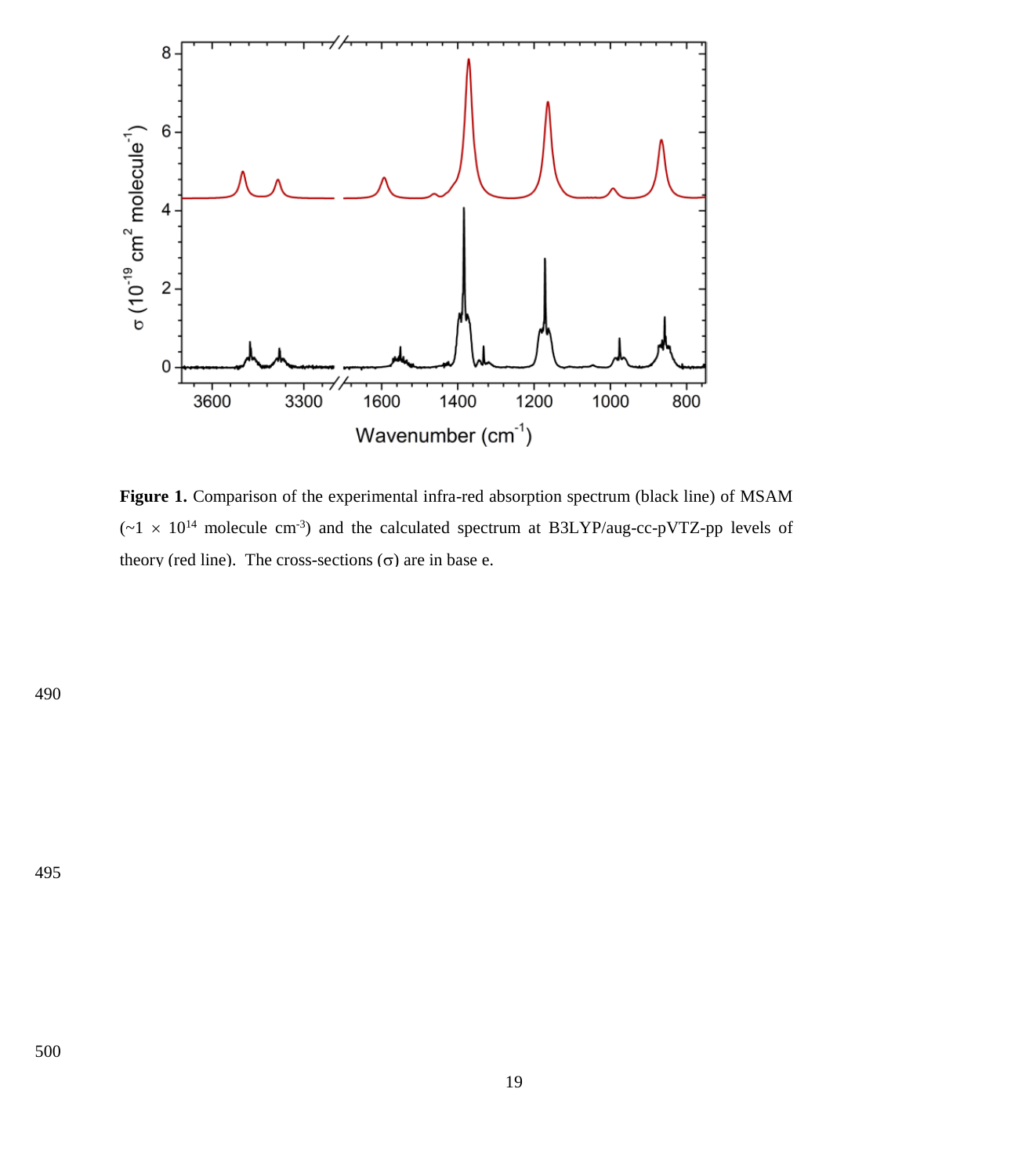**Figure 1.** Comparison of the experimental infra-red absorption spectrum (black line) of MSAM ($\sim 1 \times 10^{14}$ molecule $cm^{-3}$) and the calculated spectrum at B3LYP/aug-cc-pVTZ-pp levels of theory (red line). The cross-sections ($\sigma$) are in base e.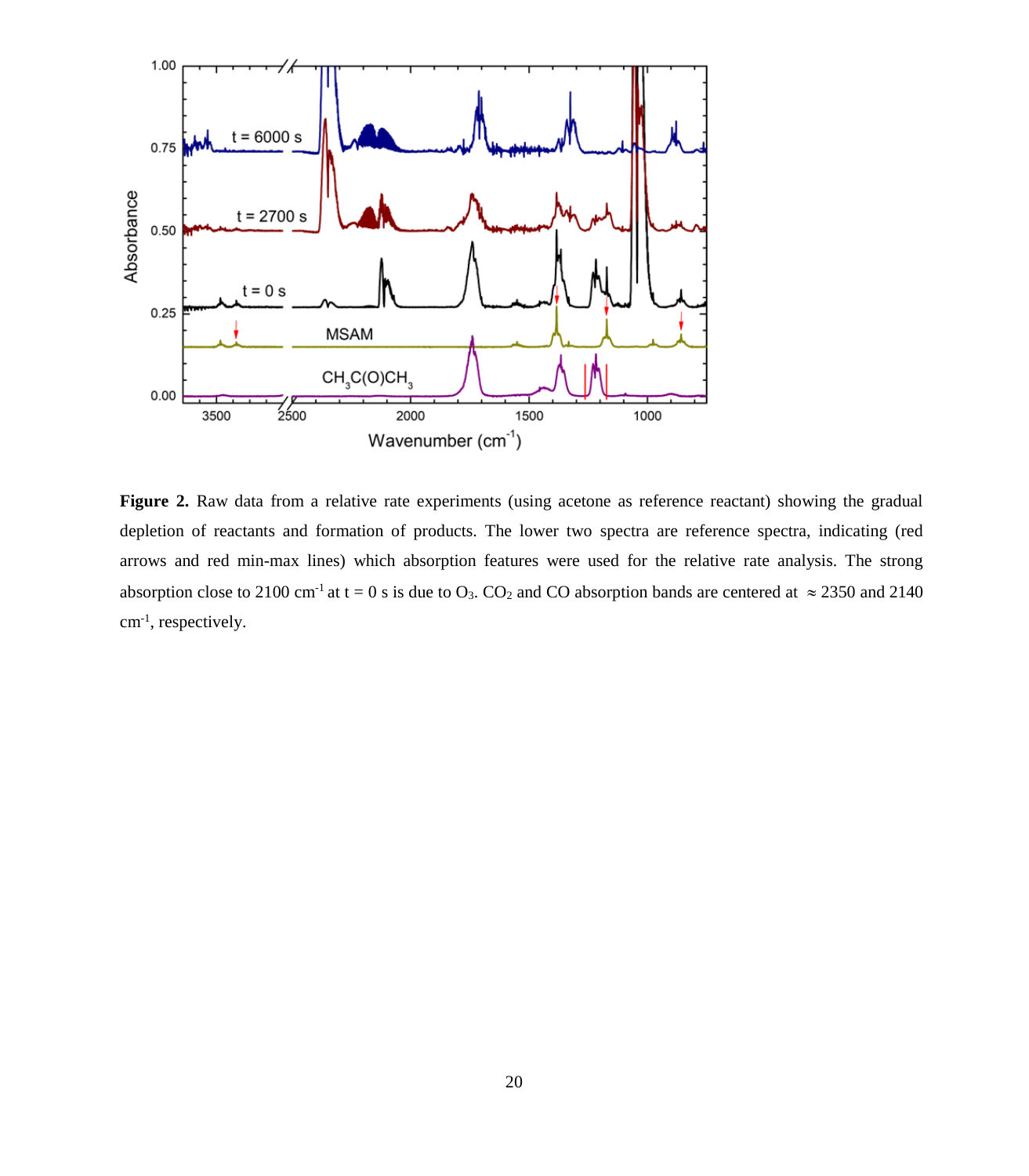**Figure 2.** Raw data from a relative rate experiments (using acetone as reference reactant) showing the gradual depletion of reactants and formation of products. The lower two spectra are reference spectra, indicating (red arrows and red min-max lines) which absorption features were used for the relative rate analysis. The strong absorption close to 2100 $cm^{-1}$ at t = 0 s is due to $O_3$. $CO_2$ and CO absorption bands are centered at $\approx$ 2350 and 2140 $cm^{-1}$, respectively.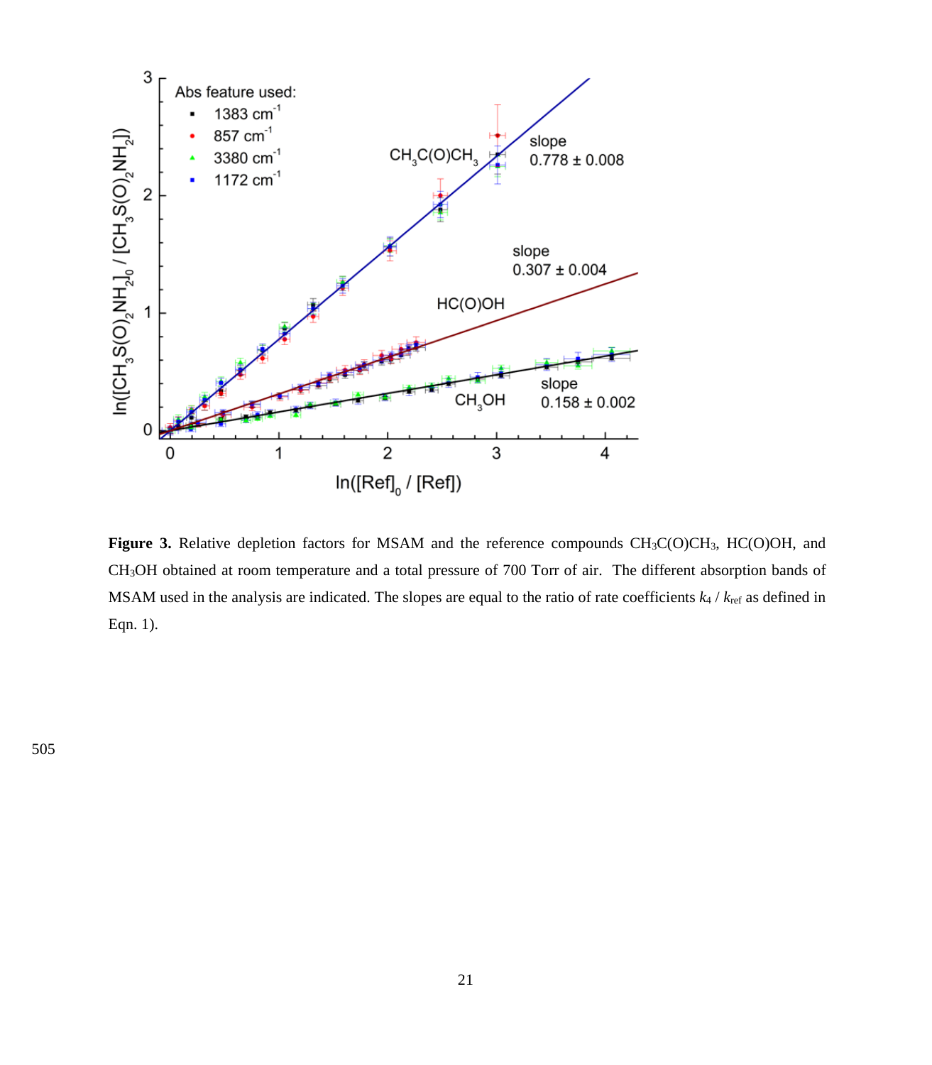**Figure 3.** Relative depletion factors for MSAM and the reference compounds $CH_3C(O)CH_3$, $HC(O)OH$, and $CH_3OH$ obtained at room temperature and a total pressure of 700 Torr of air. The different absorption bands of MSAM used in the analysis are indicated. The slopes are equal to the ratio of rate coefficients $k_4$ / $k_{ref}$ as defined in Eqn. 1).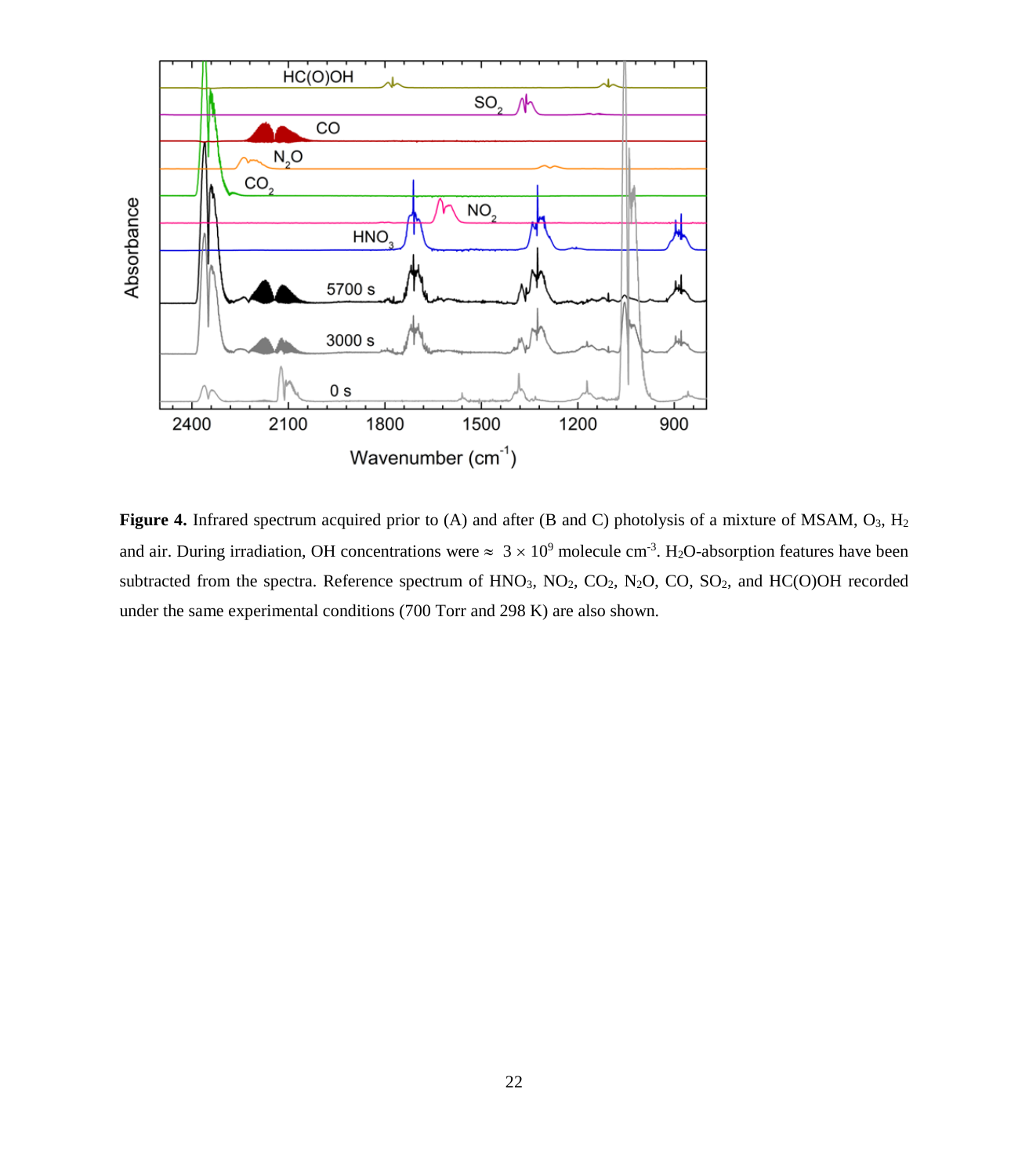**Figure 4.** Infrared spectrum acquired prior to (A) and after (B and C) photolysis of a mixture of MSAM, $O_3$, $H_2$ and air. During irradiation, OH concentrations were ≈ $3 \times 10^9$ molecule $cm^{-3}$. $H_2O$-absorption features have been subtracted from the spectra. Reference spectrum of $HNO_3$, $NO_2$, $CO_2$, $N_2O$, CO, $SO_2$, and HC(O)OH recorded under the same experimental conditions (700 Torr and 298 K) are also shown.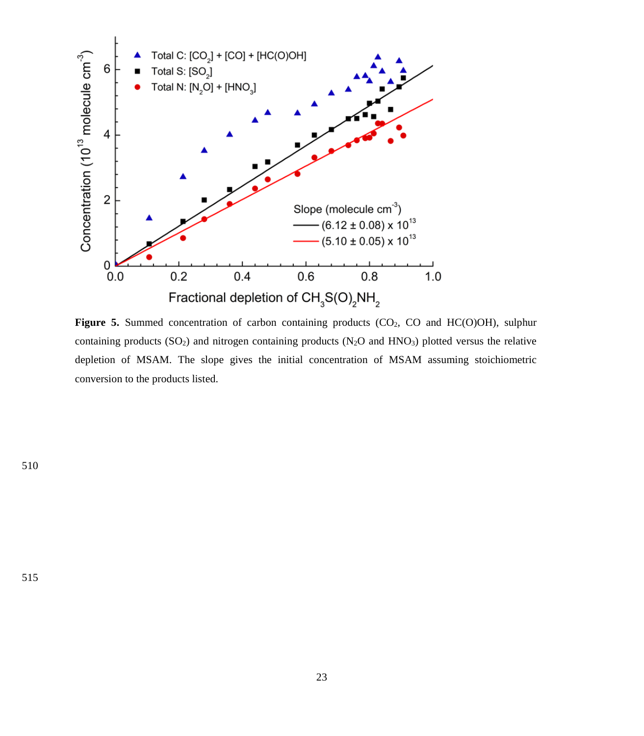**Figure 5.** Summed concentration of carbon containing products ($CO_2$, CO and HC(O)OH), sulphur containing products ($SO_2$) and nitrogen containing products ($N_2O$ and $HNO_3$) plotted versus the relative depletion of MSAM. The slope gives the initial concentration of MSAM assuming stoichiometric conversion to the products listed.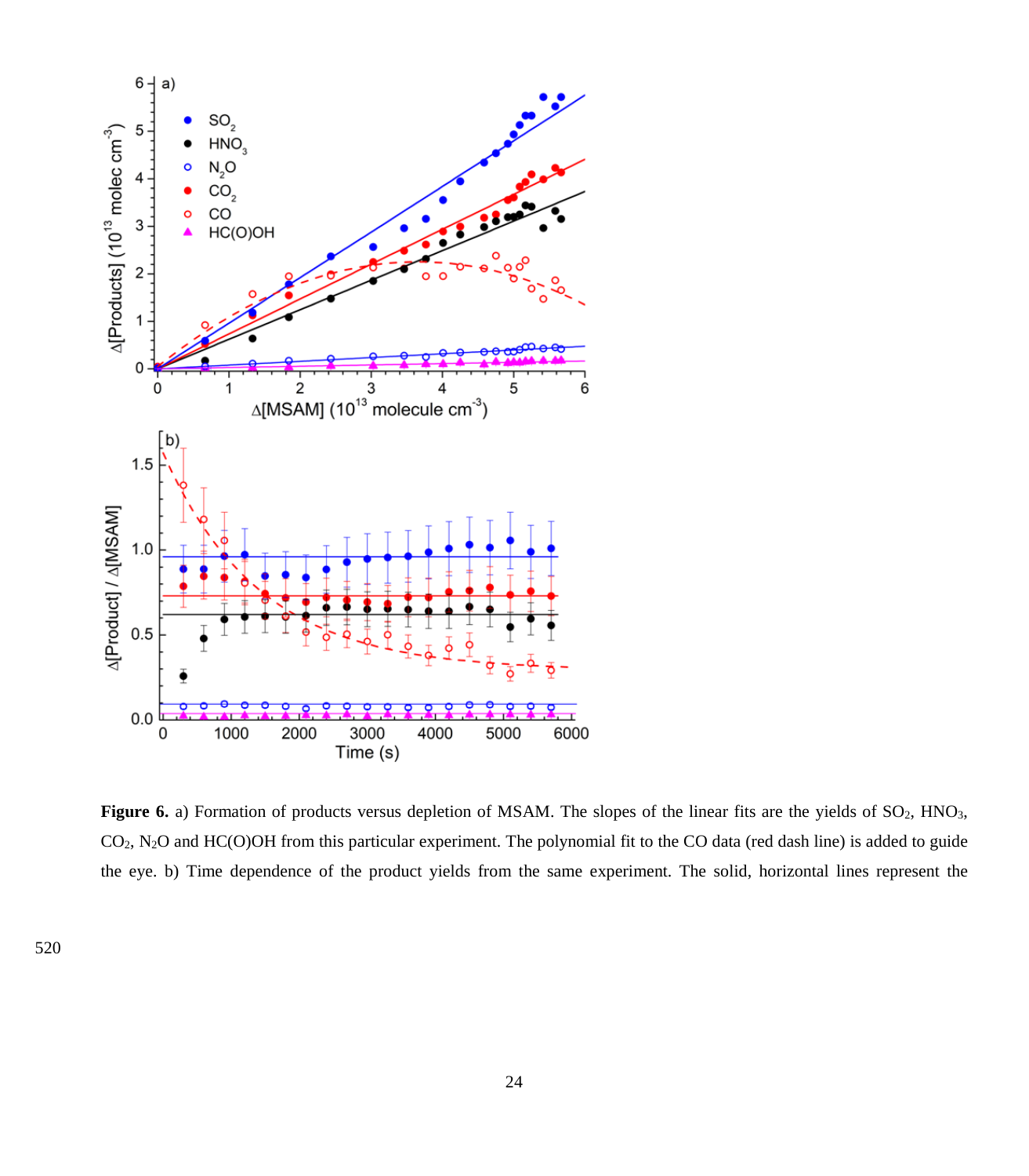**Figure 6.** a) Formation of products versus depletion of MSAM. The slopes of the linear fits are the yields of $SO_2$, $HNO_3$, $CO_2$, $N_2O$ and HC(O)OH from this particular experiment. The polynomial fit to the CO data (red dash line) is added to guide the eye. b) Time dependence of the product yields from the same experiment. The solid, horizontal lines represent the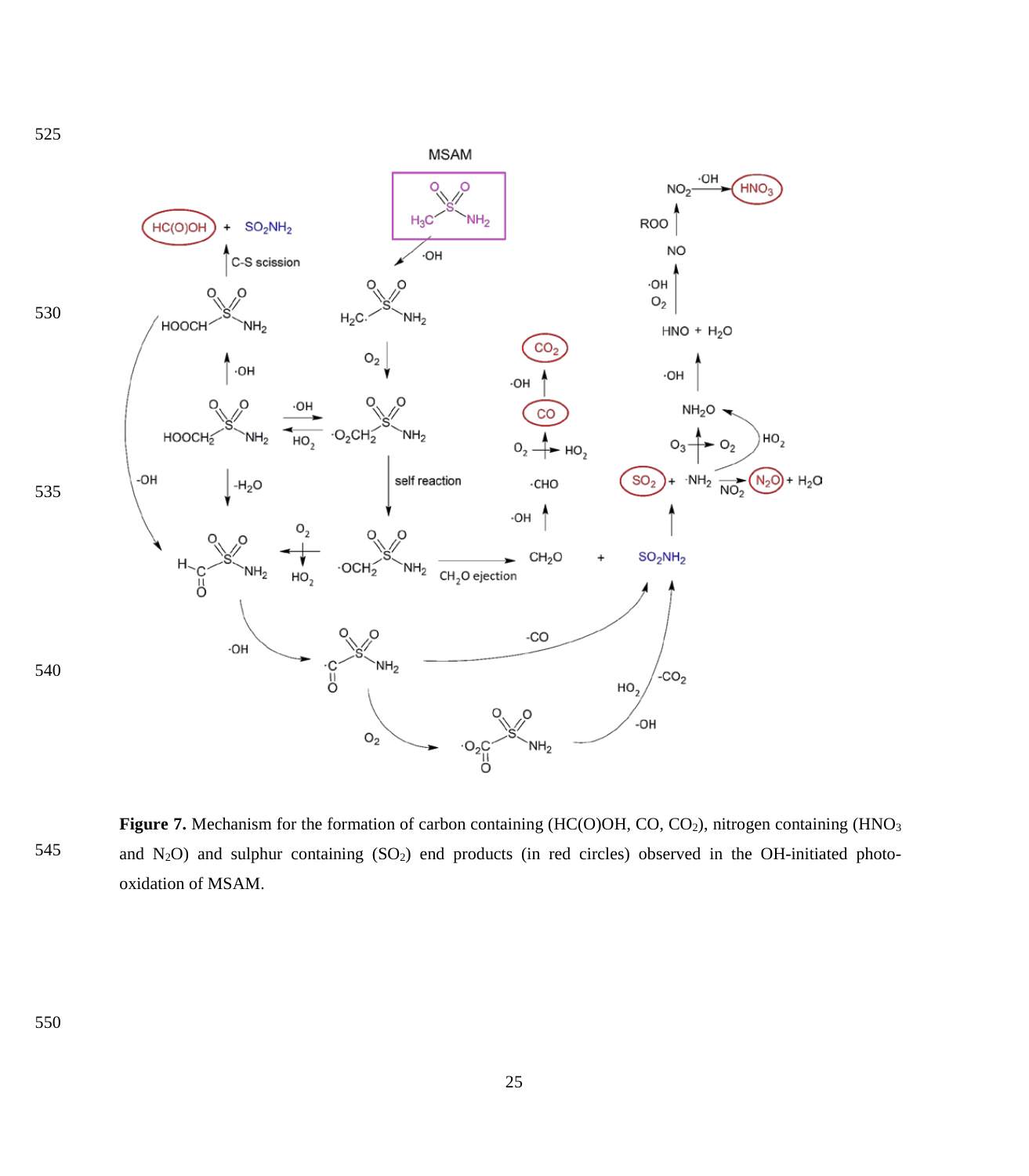**Figure 7.** Mechanism for the formation of carbon containing (HC(O)OH, CO, $CO_2$), nitrogen containing ($HNO_3$ and $N_2O$) and sulphur containing ($SO_2$) end products (in red circles) observed in the OH-initiated photo-oxidation of MSAM.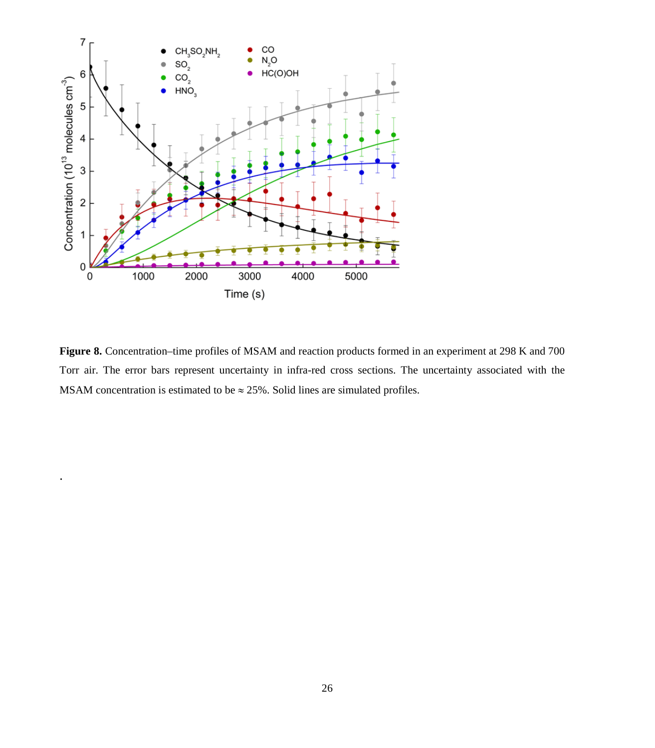Concentration (10$^{13}$ molecules cm$^{-3}$)

Time (s)

$CH_3SO_2NH_2$

$SO_2$

$CO_2$

$HNO_3$

CO

$N_2O$

HC(O)OH

0

1000

2000

3000

4000

5000

0

1

2

3

4

5

6

7

**Figure 8.** Concentration–time profiles of MSAM and reaction products formed in an experiment at 298 K and 700 Torr air. The error bars represent uncertainty in infra-red cross sections. The uncertainty associated with the MSAM concentration is estimated to be ≈ 25%. Solid lines are simulated profiles.

.